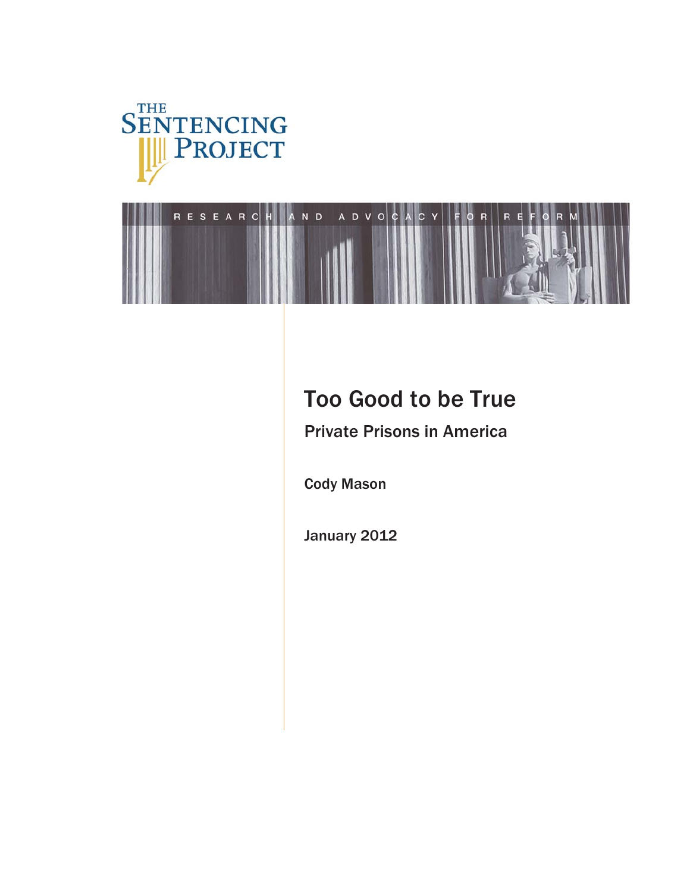THE SENTENCING PROJECT

RESEARCH AND ADVOCACY FOR REFORM

# Too Good to be True

## Private Prisons in America

Cody Mason

January 2012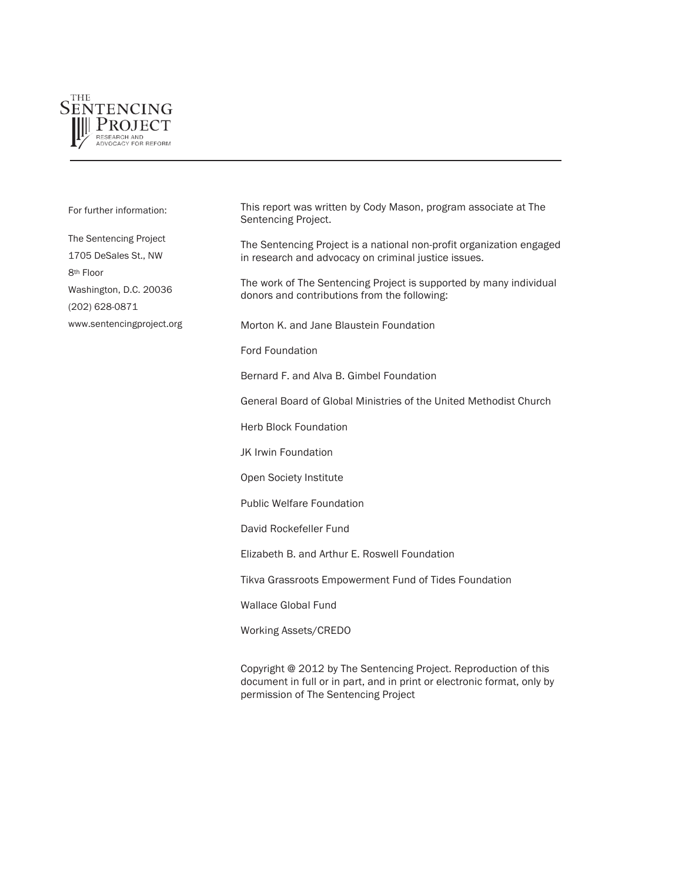THE SENTENCING PROJECT
RESEARCH AND ADVOCACY FOR REFORM

For further information:

The Sentencing Project
1705 DeSales St., NW
8th Floor
Washington, D.C. 20036
(202) 628-0871
www.sentencingproject.org

This report was written by Cody Mason, program associate at The Sentencing Project.

The Sentencing Project is a national non-profit organization engaged in research and advocacy on criminal justice issues.

The work of The Sentencing Project is supported by many individual donors and contributions from the following:

Morton K. and Jane Blaustein Foundation

Ford Foundation

Bernard F. and Alva B. Gimbel Foundation

General Board of Global Ministries of the United Methodist Church

Herb Block Foundation

JK Irwin Foundation

Open Society Institute

Public Welfare Foundation

David Rockefeller Fund

Elizabeth B. and Arthur E. Roswell Foundation

Tikva Grassroots Empowerment Fund of Tides Foundation

Wallace Global Fund

Working Assets/CREDO

Copyright @ 2012 by The Sentencing Project. Reproduction of this document in full or in part, and in print or electronic format, only by permission of The Sentencing Project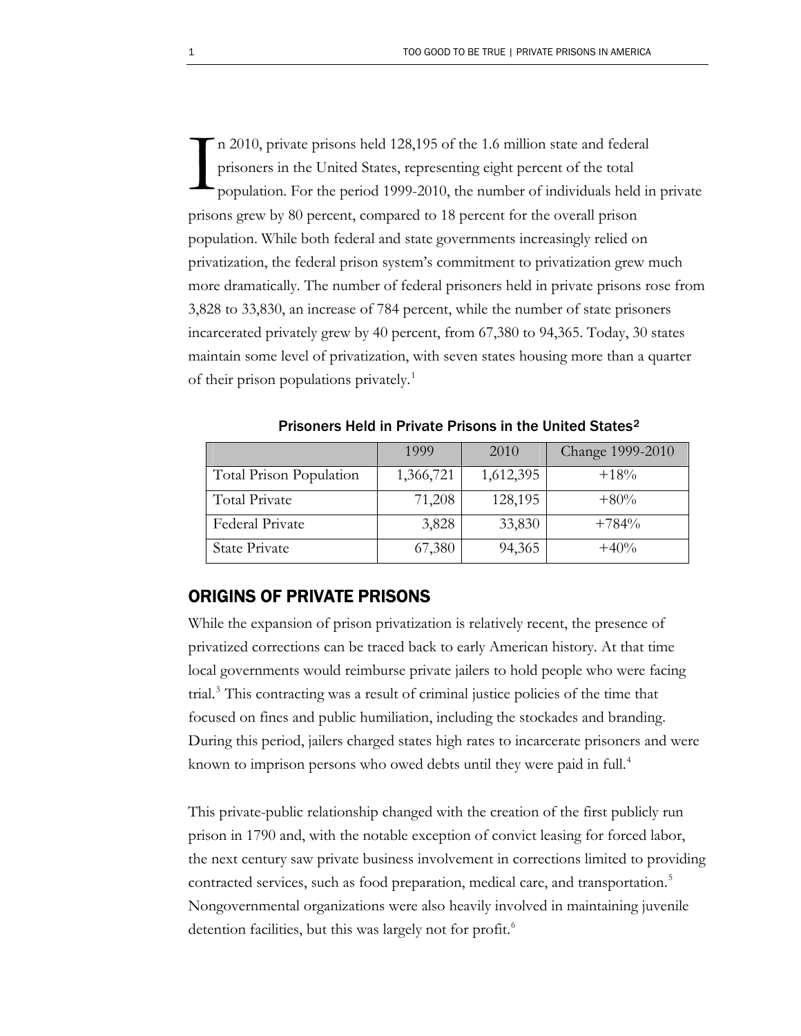In 2010, private prisons held 128,195 of the 1.6 million state and federal prisoners in the United States, representing eight percent of the total population. For the period 1999-2010, the number of individuals held in private prisons grew by 80 percent, compared to 18 percent for the overall prison population. While both federal and state governments increasingly relied on privatization, the federal prison system's commitment to privatization grew much more dramatically. The number of federal prisoners held in private prisons rose from 3,828 to 33,830, an increase of 784 percent, while the number of state prisoners incarcerated privately grew by 40 percent, from 67,380 to 94,365. Today, 30 states maintain some level of privatization, with seven states housing more than a quarter of their prison populations privately.[1]

**Prisoners Held in Private Prisons in the United States[2]**

| | 1999 | 2010 | Change 1999-2010 |
|---|---|---|---|
| Total Prison Population | 1,366,721 | 1,612,395 | +18% |
| Total Private | 71,208 | 128,195 | +80% |
| Federal Private | 3,828 | 33,830 | +784% |
| State Private | 67,380 | 94,365 | +40% |

## ORIGINS OF PRIVATE PRISONS

While the expansion of prison privatization is relatively recent, the presence of privatized corrections can be traced back to early American history. At that time local governments would reimburse private jailers to hold people who were facing trial.[3] This contracting was a result of criminal justice policies of the time that focused on fines and public humiliation, including the stockades and branding. During this period, jailers charged states high rates to incarcerate prisoners and were known to imprison persons who owed debts until they were paid in full.[4]

This private-public relationship changed with the creation of the first publicly run prison in 1790 and, with the notable exception of convict leasing for forced labor, the next century saw private business involvement in corrections limited to providing contracted services, such as food preparation, medical care, and transportation.[5] Nongovernmental organizations were also heavily involved in maintaining juvenile detention facilities, but this was largely not for profit.[6]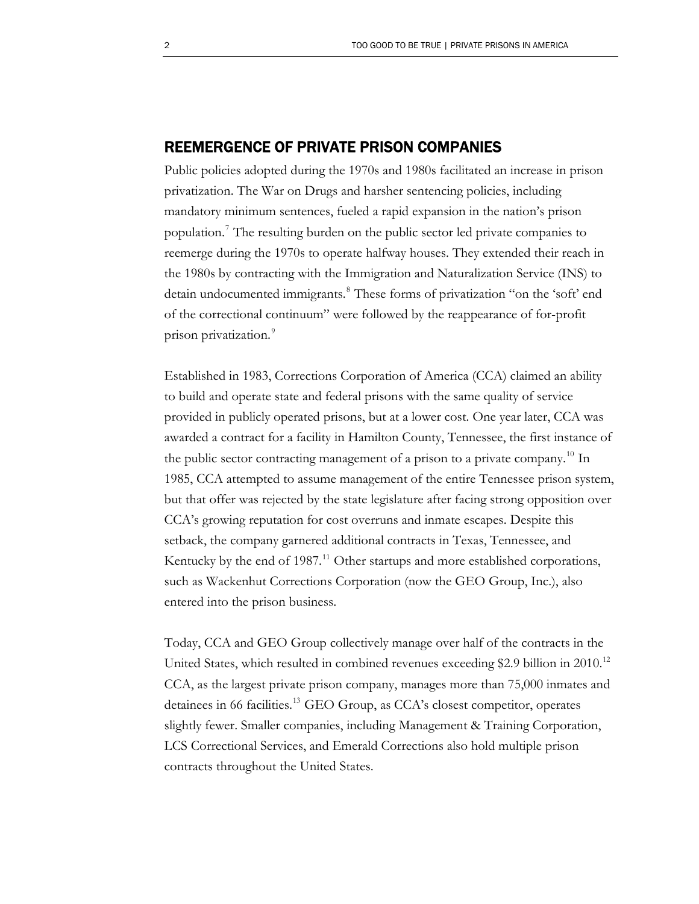## REEMERGENCE OF PRIVATE PRISON COMPANIES

Public policies adopted during the 1970s and 1980s facilitated an increase in prison privatization. The War on Drugs and harsher sentencing policies, including mandatory minimum sentences, fueled a rapid expansion in the nation's prison population.[7] The resulting burden on the public sector led private companies to reemerge during the 1970s to operate halfway houses. They extended their reach in the 1980s by contracting with the Immigration and Naturalization Service (INS) to detain undocumented immigrants.[8] These forms of privatization "on the 'soft' end of the correctional continuum" were followed by the reappearance of for-profit prison privatization.[9]

Established in 1983, Corrections Corporation of America (CCA) claimed an ability to build and operate state and federal prisons with the same quality of service provided in publicly operated prisons, but at a lower cost. One year later, CCA was awarded a contract for a facility in Hamilton County, Tennessee, the first instance of the public sector contracting management of a prison to a private company.[10] In 1985, CCA attempted to assume management of the entire Tennessee prison system, but that offer was rejected by the state legislature after facing strong opposition over CCA's growing reputation for cost overruns and inmate escapes. Despite this setback, the company garnered additional contracts in Texas, Tennessee, and Kentucky by the end of 1987.[11] Other startups and more established corporations, such as Wackenhut Corrections Corporation (now the GEO Group, Inc.), also entered into the prison business.

Today, CCA and GEO Group collectively manage over half of the contracts in the United States, which resulted in combined revenues exceeding $2.9 billion in 2010.[12] CCA, as the largest private prison company, manages more than 75,000 inmates and detainees in 66 facilities.[13] GEO Group, as CCA's closest competitor, operates slightly fewer. Smaller companies, including Management & Training Corporation, LCS Correctional Services, and Emerald Corrections also hold multiple prison contracts throughout the United States.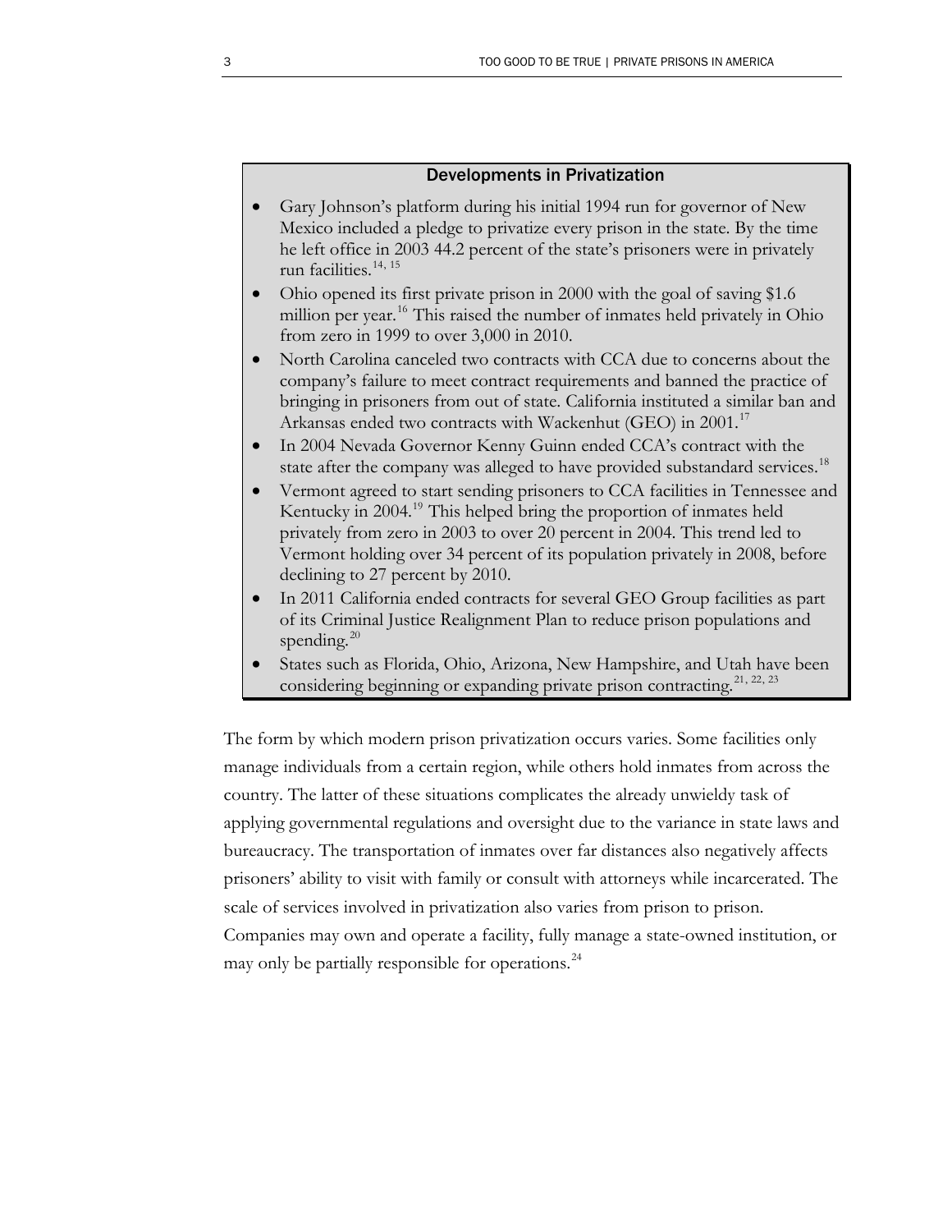### Developments in Privatization

- Gary Johnson's platform during his initial 1994 run for governor of New Mexico included a pledge to privatize every prison in the state. By the time he left office in 2003 44.2 percent of the state's prisoners were in privately run facilities.[14, 15]
- Ohio opened its first private prison in 2000 with the goal of saving $1.6 million per year.[16] This raised the number of inmates held privately in Ohio from zero in 1999 to over 3,000 in 2010.
- North Carolina canceled two contracts with CCA due to concerns about the company's failure to meet contract requirements and banned the practice of bringing in prisoners from out of state. California instituted a similar ban and Arkansas ended two contracts with Wackenhut (GEO) in 2001.[17]
- In 2004 Nevada Governor Kenny Guinn ended CCA's contract with the state after the company was alleged to have provided substandard services.[18]
- Vermont agreed to start sending prisoners to CCA facilities in Tennessee and Kentucky in 2004.[19] This helped bring the proportion of inmates held privately from zero in 2003 to over 20 percent in 2004. This trend led to Vermont holding over 34 percent of its population privately in 2008, before declining to 27 percent by 2010.
- In 2011 California ended contracts for several GEO Group facilities as part of its Criminal Justice Realignment Plan to reduce prison populations and spending.[20]
- States such as Florida, Ohio, Arizona, New Hampshire, and Utah have been considering beginning or expanding private prison contracting.[21, 22, 23]

The form by which modern prison privatization occurs varies. Some facilities only manage individuals from a certain region, while others hold inmates from across the country. The latter of these situations complicates the already unwieldy task of applying governmental regulations and oversight due to the variance in state laws and bureaucracy. The transportation of inmates over far distances also negatively affects prisoners' ability to visit with family or consult with attorneys while incarcerated. The scale of services involved in privatization also varies from prison to prison. Companies may own and operate a facility, fully manage a state-owned institution, or may only be partially responsible for operations.[24]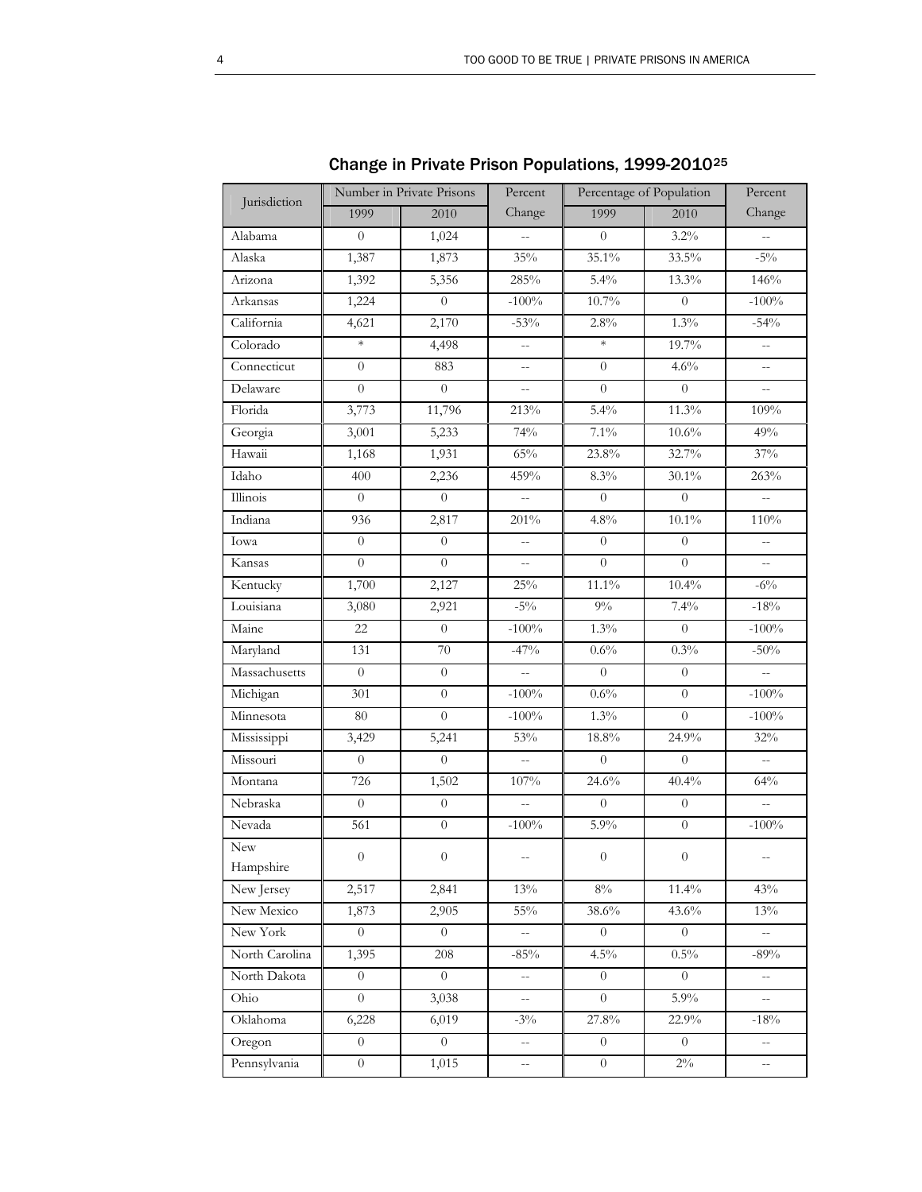## Change in Private Prison Populations, 1999-2010[25]

| Jurisdiction | Number in Private Prisons | | Percent Change | Percentage of Population | | Percent Change |
|---|---|---|---|---|---|---|
| | 1999 | 2010 | | 1999 | 2010 | |
| Alabama | 0 | 1,024 | -- | 0 | 3.2% | -- |
| Alaska | 1,387 | 1,873 | 35% | 35.1% | 33.5% | -5% |
| Arizona | 1,392 | 5,356 | 285% | 5.4% | 13.3% | 146% |
| Arkansas | 1,224 | 0 | -100% | 10.7% | 0 | -100% |
| California | 4,621 | 2,170 | -53% | 2.8% | 1.3% | -54% |
| Colorado | * | 4,498 | -- | * | 19.7% | -- |
| Connecticut | 0 | 883 | -- | 0 | 4.6% | -- |
| Delaware | 0 | 0 | -- | 0 | 0 | -- |
| Florida | 3,773 | 11,796 | 213% | 5.4% | 11.3% | 109% |
| Georgia | 3,001 | 5,233 | 74% | 7.1% | 10.6% | 49% |
| Hawaii | 1,168 | 1,931 | 65% | 23.8% | 32.7% | 37% |
| Idaho | 400 | 2,236 | 459% | 8.3% | 30.1% | 263% |
| Illinois | 0 | 0 | -- | 0 | 0 | -- |
| Indiana | 936 | 2,817 | 201% | 4.8% | 10.1% | 110% |
| Iowa | 0 | 0 | -- | 0 | 0 | -- |
| Kansas | 0 | 0 | -- | 0 | 0 | -- |
| Kentucky | 1,700 | 2,127 | 25% | 11.1% | 10.4% | -6% |
| Louisiana | 3,080 | 2,921 | -5% | 9% | 7.4% | -18% |
| Maine | 22 | 0 | -100% | 1.3% | 0 | -100% |
| Maryland | 131 | 70 | -47% | 0.6% | 0.3% | -50% |
| Massachusetts | 0 | 0 | -- | 0 | 0 | -- |
| Michigan | 301 | 0 | -100% | 0.6% | 0 | -100% |
| Minnesota | 80 | 0 | -100% | 1.3% | 0 | -100% |
| Mississippi | 3,429 | 5,241 | 53% | 18.8% | 24.9% | 32% |
| Missouri | 0 | 0 | -- | 0 | 0 | -- |
| Montana | 726 | 1,502 | 107% | 24.6% | 40.4% | 64% |
| Nebraska | 0 | 0 | -- | 0 | 0 | -- |
| Nevada | 561 | 0 | -100% | 5.9% | 0 | -100% |
| New Hampshire | 0 | 0 | -- | 0 | 0 | -- |
| New Jersey | 2,517 | 2,841 | 13% | 8% | 11.4% | 43% |
| New Mexico | 1,873 | 2,905 | 55% | 38.6% | 43.6% | 13% |
| New York | 0 | 0 | -- | 0 | 0 | -- |
| North Carolina | 1,395 | 208 | -85% | 4.5% | 0.5% | -89% |
| North Dakota | 0 | 0 | -- | 0 | 0 | -- |
| Ohio | 0 | 3,038 | -- | 0 | 5.9% | -- |
| Oklahoma | 6,228 | 6,019 | -3% | 27.8% | 22.9% | -18% |
| Oregon | 0 | 0 | -- | 0 | 0 | -- |
| Pennsylvania | 0 | 1,015 | -- | 0 | 2% | -- |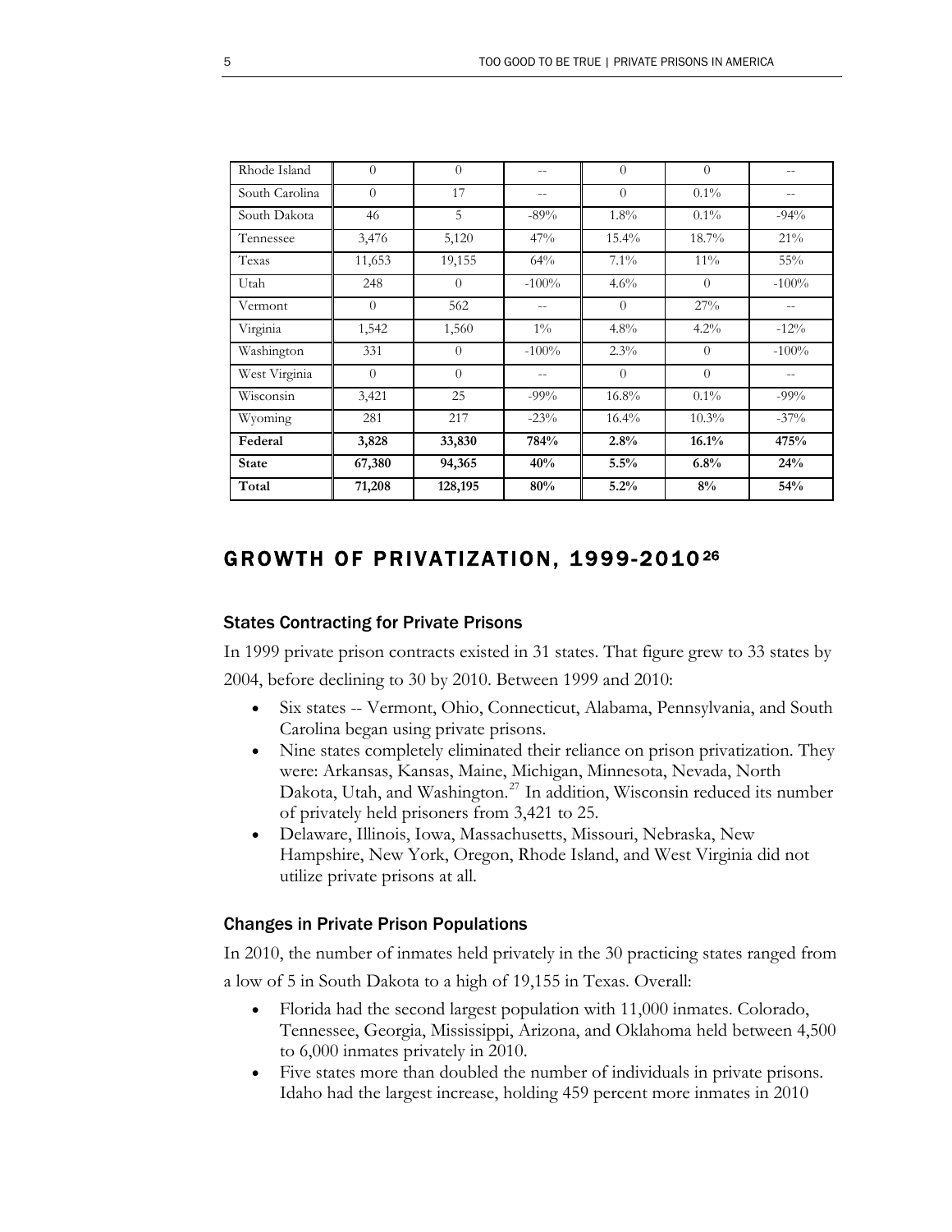| Rhode Island | 0 | 0 | -- | 0 | 0 | -- |
|---|---|---|---|---|---|---|
| South Carolina | 0 | 17 | -- | 0 | 0.1% | -- |
| South Dakota | 46 | 5 | -89% | 1.8% | 0.1% | -94% |
| Tennessee | 3,476 | 5,120 | 47% | 15.4% | 18.7% | 21% |
| Texas | 11,653 | 19,155 | 64% | 7.1% | 11% | 55% |
| Utah | 248 | 0 | -100% | 4.6% | 0 | -100% |
| Vermont | 0 | 562 | -- | 0 | 27% | -- |
| Virginia | 1,542 | 1,560 | 1% | 4.8% | 4.2% | -12% |
| Washington | 331 | 0 | -100% | 2.3% | 0 | -100% |
| West Virginia | 0 | 0 | -- | 0 | 0 | -- |
| Wisconsin | 3,421 | 25 | -99% | 16.8% | 0.1% | -99% |
| Wyoming | 281 | 217 | -23% | 16.4% | 10.3% | -37% |
| **Federal** | **3,828** | **33,830** | **784%** | **2.8%** | **16.1%** | **475%** |
| **State** | **67,380** | **94,365** | **40%** | **5.5%** | **6.8%** | **24%** |
| **Total** | **71,208** | **128,195** | **80%** | **5.2%** | **8%** | **54%** |

## GROWTH OF PRIVATIZATION, 1999-2010[26]

### States Contracting for Private Prisons

In 1999 private prison contracts existed in 31 states. That figure grew to 33 states by 2004, before declining to 30 by 2010. Between 1999 and 2010:

- Six states -- Vermont, Ohio, Connecticut, Alabama, Pennsylvania, and South Carolina began using private prisons.
- Nine states completely eliminated their reliance on prison privatization. They were: Arkansas, Kansas, Maine, Michigan, Minnesota, Nevada, North Dakota, Utah, and Washington.[27] In addition, Wisconsin reduced its number of privately held prisoners from 3,421 to 25.
- Delaware, Illinois, Iowa, Massachusetts, Missouri, Nebraska, New Hampshire, New York, Oregon, Rhode Island, and West Virginia did not utilize private prisons at all.

### Changes in Private Prison Populations

In 2010, the number of inmates held privately in the 30 practicing states ranged from a low of 5 in South Dakota to a high of 19,155 in Texas. Overall:

- Florida had the second largest population with 11,000 inmates. Colorado, Tennessee, Georgia, Mississippi, Arizona, and Oklahoma held between 4,500 to 6,000 inmates privately in 2010.
- Five states more than doubled the number of individuals in private prisons. Idaho had the largest increase, holding 459 percent more inmates in 2010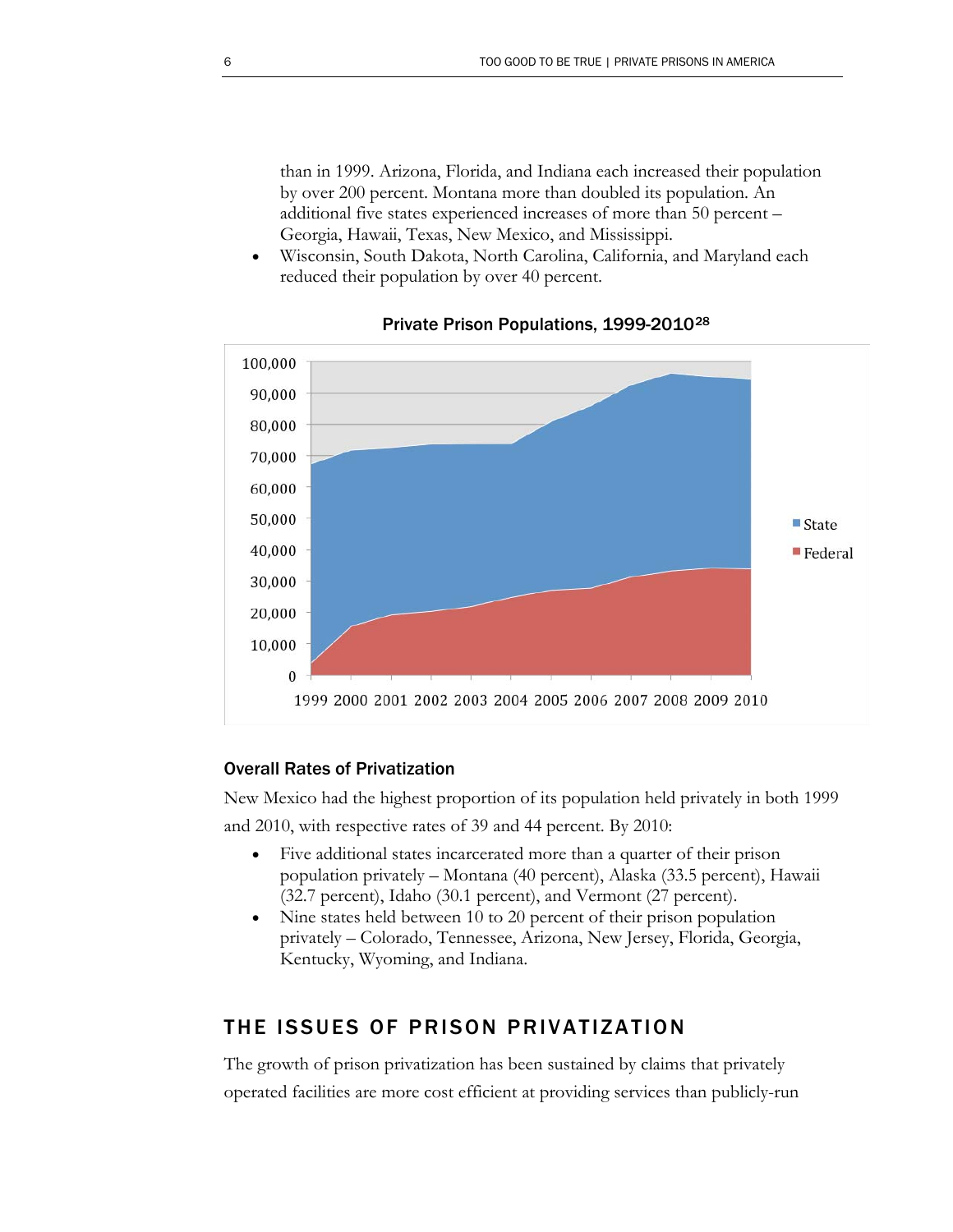than in 1999. Arizona, Florida, and Indiana each increased their population by over 200 percent. Montana more than doubled its population. An additional five states experienced increases of more than 50 percent – Georgia, Hawaii, Texas, New Mexico, and Mississippi.

- Wisconsin, South Dakota, North Carolina, California, and Maryland each reduced their population by over 40 percent.

**Private Prison Populations, 1999-2010**[28]

### Overall Rates of Privatization

New Mexico had the highest proportion of its population held privately in both 1999 and 2010, with respective rates of 39 and 44 percent. By 2010:

- Five additional states incarcerated more than a quarter of their prison population privately – Montana (40 percent), Alaska (33.5 percent), Hawaii (32.7 percent), Idaho (30.1 percent), and Vermont (27 percent).
- Nine states held between 10 to 20 percent of their prison population privately – Colorado, Tennessee, Arizona, New Jersey, Florida, Georgia, Kentucky, Wyoming, and Indiana.

## THE ISSUES OF PRISON PRIVATIZATION

The growth of prison privatization has been sustained by claims that privately operated facilities are more cost efficient at providing services than publicly-run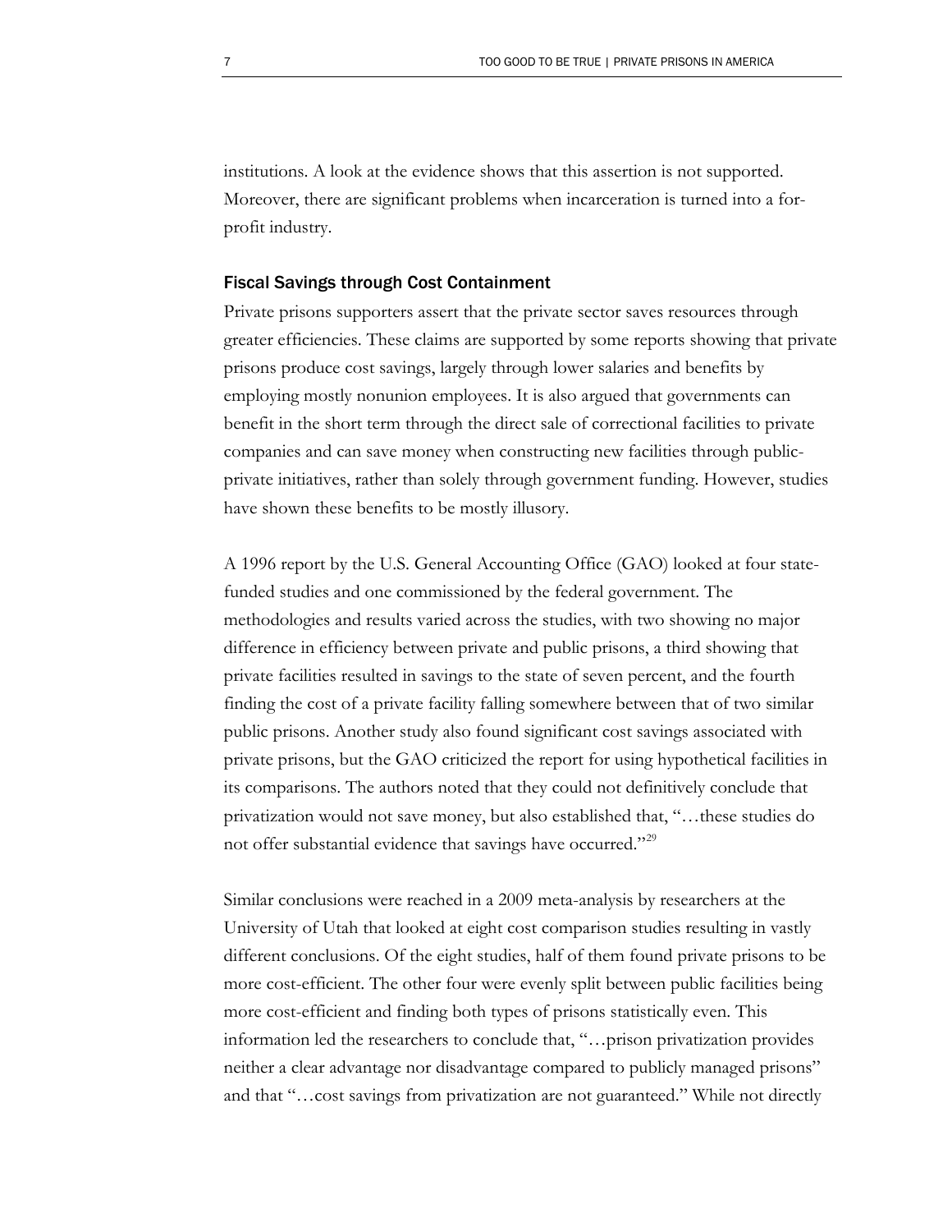institutions. A look at the evidence shows that this assertion is not supported. Moreover, there are significant problems when incarceration is turned into a for-profit industry.

### Fiscal Savings through Cost Containment

Private prisons supporters assert that the private sector saves resources through greater efficiencies. These claims are supported by some reports showing that private prisons produce cost savings, largely through lower salaries and benefits by employing mostly nonunion employees. It is also argued that governments can benefit in the short term through the direct sale of correctional facilities to private companies and can save money when constructing new facilities through public-private initiatives, rather than solely through government funding. However, studies have shown these benefits to be mostly illusory.

A 1996 report by the U.S. General Accounting Office (GAO) looked at four state-funded studies and one commissioned by the federal government. The methodologies and results varied across the studies, with two showing no major difference in efficiency between private and public prisons, a third showing that private facilities resulted in savings to the state of seven percent, and the fourth finding the cost of a private facility falling somewhere between that of two similar public prisons. Another study also found significant cost savings associated with private prisons, but the GAO criticized the report for using hypothetical facilities in its comparisons. The authors noted that they could not definitively conclude that privatization would not save money, but also established that, "…these studies do not offer substantial evidence that savings have occurred."[29]

Similar conclusions were reached in a 2009 meta-analysis by researchers at the University of Utah that looked at eight cost comparison studies resulting in vastly different conclusions. Of the eight studies, half of them found private prisons to be more cost-efficient. The other four were evenly split between public facilities being more cost-efficient and finding both types of prisons statistically even. This information led the researchers to conclude that, "…prison privatization provides neither a clear advantage nor disadvantage compared to publicly managed prisons" and that "…cost savings from privatization are not guaranteed." While not directly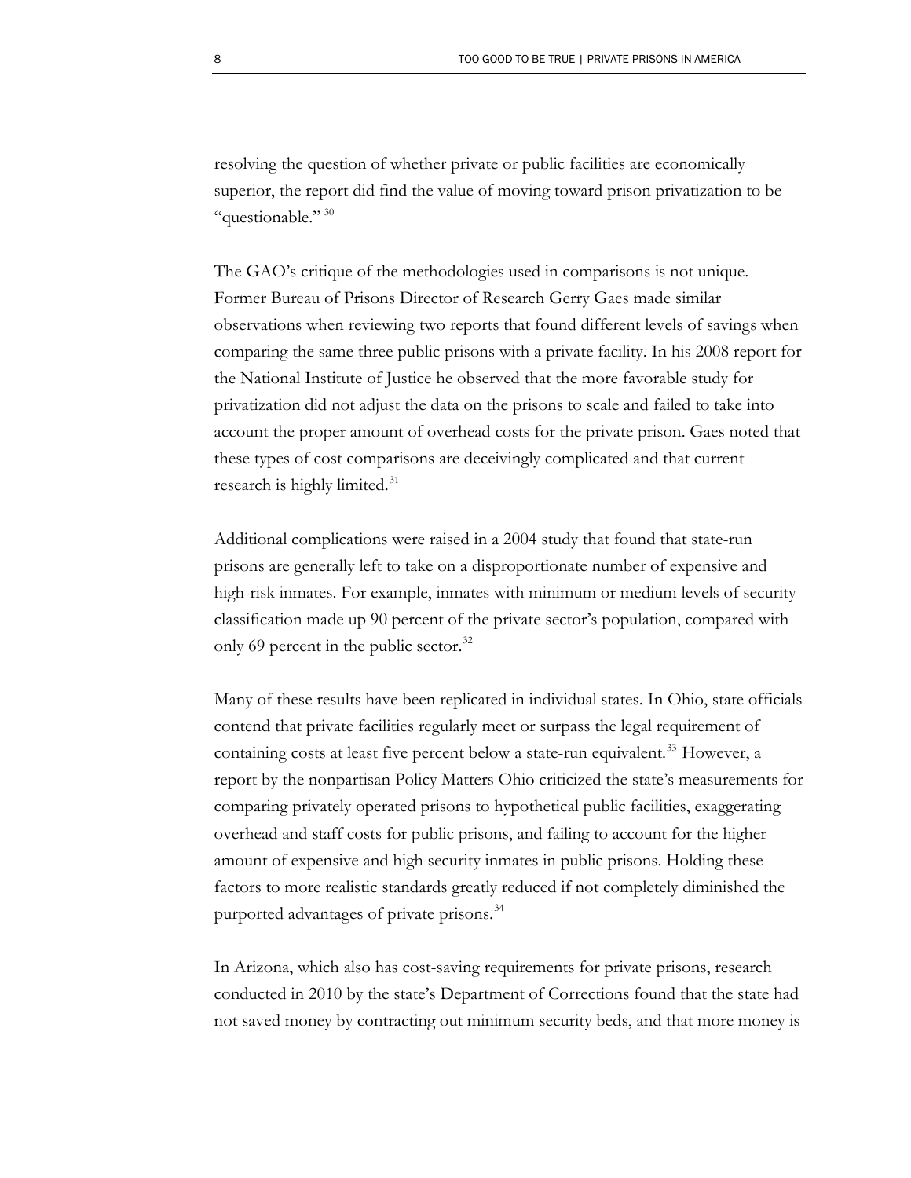resolving the question of whether private or public facilities are economically superior, the report did find the value of moving toward prison privatization to be "questionable." [30]

The GAO's critique of the methodologies used in comparisons is not unique. Former Bureau of Prisons Director of Research Gerry Gaes made similar observations when reviewing two reports that found different levels of savings when comparing the same three public prisons with a private facility. In his 2008 report for the National Institute of Justice he observed that the more favorable study for privatization did not adjust the data on the prisons to scale and failed to take into account the proper amount of overhead costs for the private prison. Gaes noted that these types of cost comparisons are deceivingly complicated and that current research is highly limited.[31]

Additional complications were raised in a 2004 study that found that state-run prisons are generally left to take on a disproportionate number of expensive and high-risk inmates. For example, inmates with minimum or medium levels of security classification made up 90 percent of the private sector's population, compared with only 69 percent in the public sector.[32]

Many of these results have been replicated in individual states. In Ohio, state officials contend that private facilities regularly meet or surpass the legal requirement of containing costs at least five percent below a state-run equivalent.[33] However, a report by the nonpartisan Policy Matters Ohio criticized the state's measurements for comparing privately operated prisons to hypothetical public facilities, exaggerating overhead and staff costs for public prisons, and failing to account for the higher amount of expensive and high security inmates in public prisons. Holding these factors to more realistic standards greatly reduced if not completely diminished the purported advantages of private prisons.[34]

In Arizona, which also has cost-saving requirements for private prisons, research conducted in 2010 by the state's Department of Corrections found that the state had not saved money by contracting out minimum security beds, and that more money is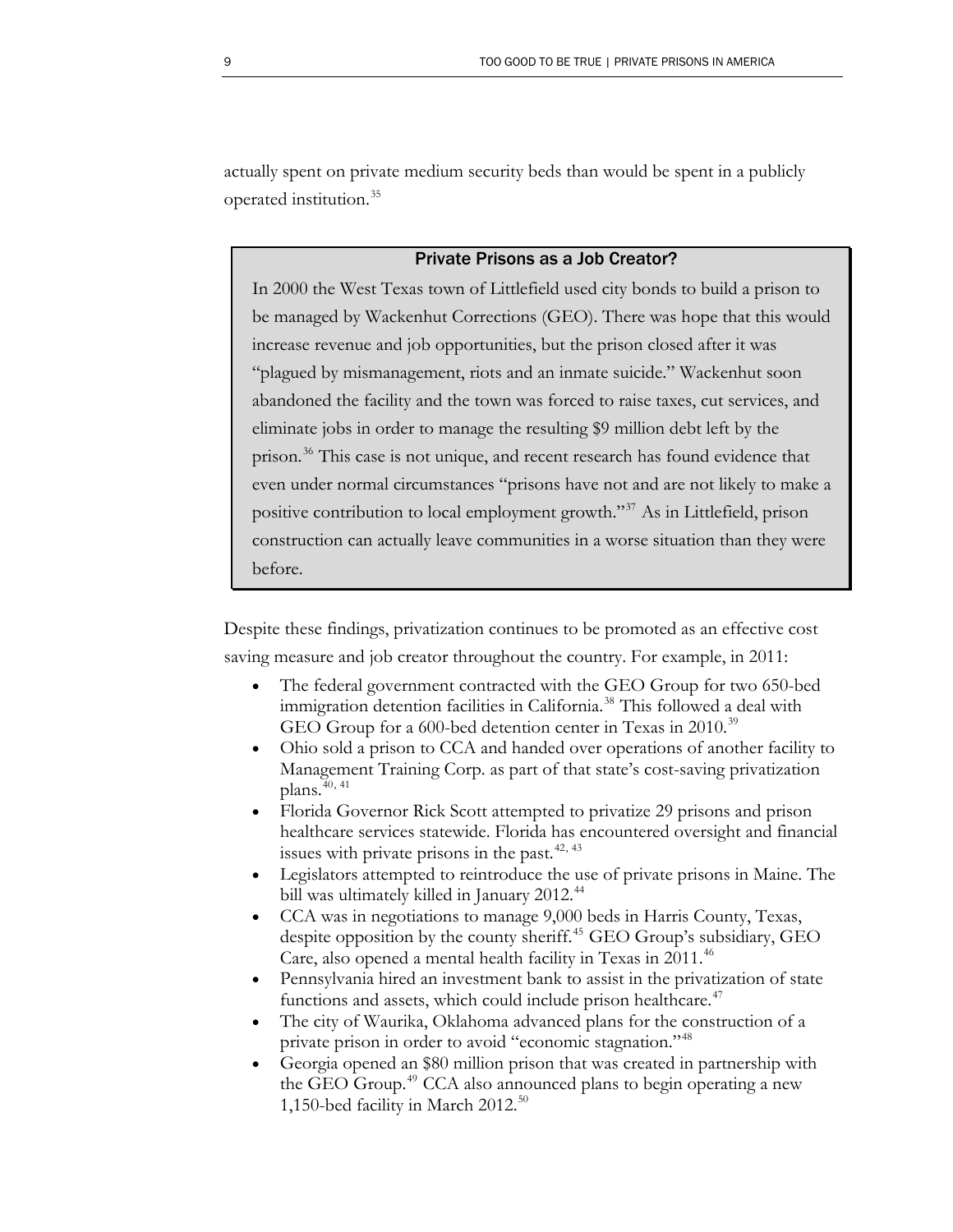actually spent on private medium security beds than would be spent in a publicly operated institution.[35]

### Private Prisons as a Job Creator?

In 2000 the West Texas town of Littlefield used city bonds to build a prison to be managed by Wackenhut Corrections (GEO). There was hope that this would increase revenue and job opportunities, but the prison closed after it was "plagued by mismanagement, riots and an inmate suicide." Wackenhut soon abandoned the facility and the town was forced to raise taxes, cut services, and eliminate jobs in order to manage the resulting $9 million debt left by the prison.[36] This case is not unique, and recent research has found evidence that even under normal circumstances "prisons have not and are not likely to make a positive contribution to local employment growth."[37] As in Littlefield, prison construction can actually leave communities in a worse situation than they were before.

Despite these findings, privatization continues to be promoted as an effective cost saving measure and job creator throughout the country. For example, in 2011:

- The federal government contracted with the GEO Group for two 650-bed immigration detention facilities in California.[38] This followed a deal with GEO Group for a 600-bed detention center in Texas in 2010.[39]
- Ohio sold a prison to CCA and handed over operations of another facility to Management Training Corp. as part of that state's cost-saving privatization plans.[40, 41]
- Florida Governor Rick Scott attempted to privatize 29 prisons and prison healthcare services statewide. Florida has encountered oversight and financial issues with private prisons in the past.[42, 43]
- Legislators attempted to reintroduce the use of private prisons in Maine. The bill was ultimately killed in January 2012.[44]
- CCA was in negotiations to manage 9,000 beds in Harris County, Texas, despite opposition by the county sheriff.[45] GEO Group's subsidiary, GEO Care, also opened a mental health facility in Texas in 2011.[46]
- Pennsylvania hired an investment bank to assist in the privatization of state functions and assets, which could include prison healthcare.[47]
- The city of Waurika, Oklahoma advanced plans for the construction of a private prison in order to avoid "economic stagnation."[48]
- Georgia opened an $80 million prison that was created in partnership with the GEO Group.[49] CCA also announced plans to begin operating a new 1,150-bed facility in March 2012.[50]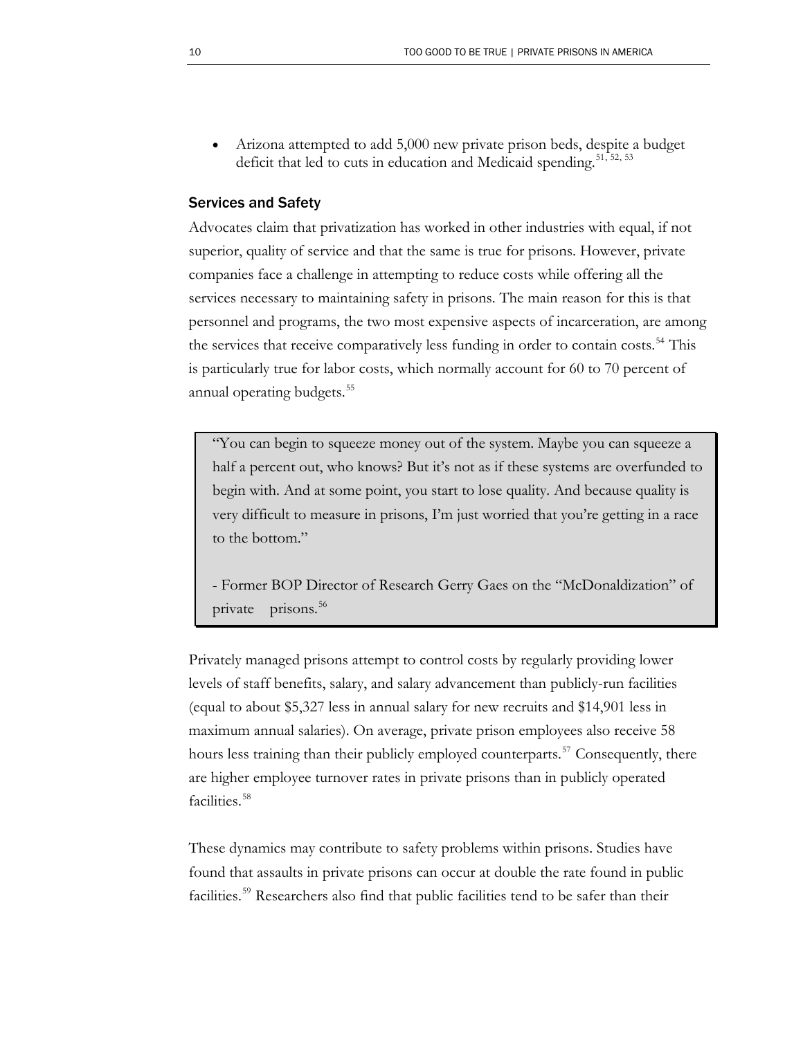- Arizona attempted to add 5,000 new private prison beds, despite a budget deficit that led to cuts in education and Medicaid spending.[51, 52, 53]

### Services and Safety

Advocates claim that privatization has worked in other industries with equal, if not superior, quality of service and that the same is true for prisons. However, private companies face a challenge in attempting to reduce costs while offering all the services necessary to maintaining safety in prisons. The main reason for this is that personnel and programs, the two most expensive aspects of incarceration, are among the services that receive comparatively less funding in order to contain costs.[54] This is particularly true for labor costs, which normally account for 60 to 70 percent of annual operating budgets.[55]

> "You can begin to squeeze money out of the system. Maybe you can squeeze a half a percent out, who knows? But it's not as if these systems are overfunded to begin with. And at some point, you start to lose quality. And because quality is very difficult to measure in prisons, I'm just worried that you're getting in a race to the bottom."
>
> - Former BOP Director of Research Gerry Gaes on the "McDonaldization" of private prisons.[56]

Privately managed prisons attempt to control costs by regularly providing lower levels of staff benefits, salary, and salary advancement than publicly-run facilities (equal to about $5,327 less in annual salary for new recruits and $14,901 less in maximum annual salaries). On average, private prison employees also receive 58 hours less training than their publicly employed counterparts.[57] Consequently, there are higher employee turnover rates in private prisons than in publicly operated facilities.[58]

These dynamics may contribute to safety problems within prisons. Studies have found that assaults in private prisons can occur at double the rate found in public facilities.[59] Researchers also find that public facilities tend to be safer than their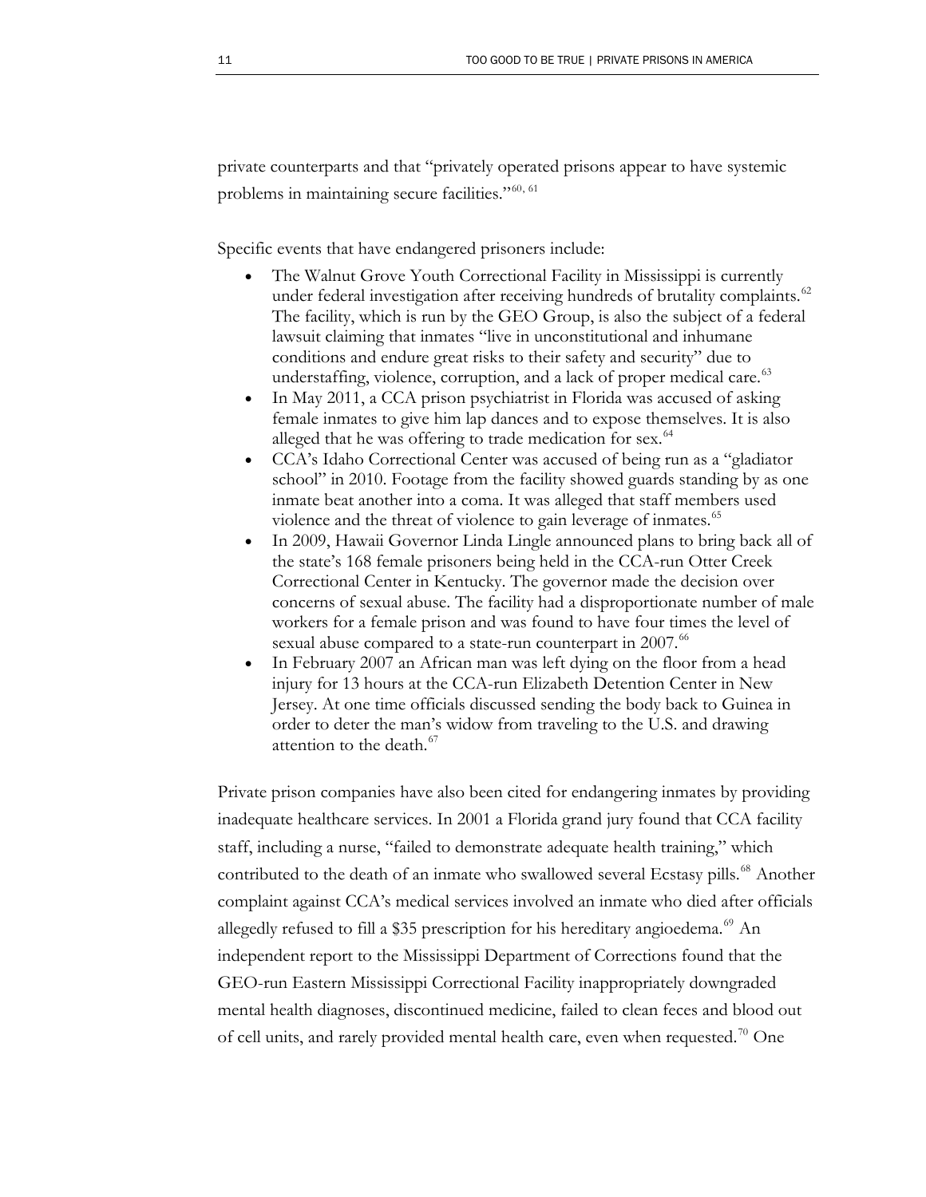private counterparts and that "privately operated prisons appear to have systemic problems in maintaining secure facilities."[60, 61]

Specific events that have endangered prisoners include:

- The Walnut Grove Youth Correctional Facility in Mississippi is currently under federal investigation after receiving hundreds of brutality complaints.[62] The facility, which is run by the GEO Group, is also the subject of a federal lawsuit claiming that inmates "live in unconstitutional and inhumane conditions and endure great risks to their safety and security" due to understaffing, violence, corruption, and a lack of proper medical care.[63]
- In May 2011, a CCA prison psychiatrist in Florida was accused of asking female inmates to give him lap dances and to expose themselves. It is also alleged that he was offering to trade medication for sex.[64]
- CCA's Idaho Correctional Center was accused of being run as a "gladiator school" in 2010. Footage from the facility showed guards standing by as one inmate beat another into a coma. It was alleged that staff members used violence and the threat of violence to gain leverage of inmates.[65]
- In 2009, Hawaii Governor Linda Lingle announced plans to bring back all of the state's 168 female prisoners being held in the CCA-run Otter Creek Correctional Center in Kentucky. The governor made the decision over concerns of sexual abuse. The facility had a disproportionate number of male workers for a female prison and was found to have four times the level of sexual abuse compared to a state-run counterpart in 2007.[66]
- In February 2007 an African man was left dying on the floor from a head injury for 13 hours at the CCA-run Elizabeth Detention Center in New Jersey. At one time officials discussed sending the body back to Guinea in order to deter the man's widow from traveling to the U.S. and drawing attention to the death.[67]

Private prison companies have also been cited for endangering inmates by providing inadequate healthcare services. In 2001 a Florida grand jury found that CCA facility staff, including a nurse, "failed to demonstrate adequate health training," which contributed to the death of an inmate who swallowed several Ecstasy pills.[68] Another complaint against CCA's medical services involved an inmate who died after officials allegedly refused to fill a $35 prescription for his hereditary angioedema.[69] An independent report to the Mississippi Department of Corrections found that the GEO-run Eastern Mississippi Correctional Facility inappropriately downgraded mental health diagnoses, discontinued medicine, failed to clean feces and blood out of cell units, and rarely provided mental health care, even when requested.[70] One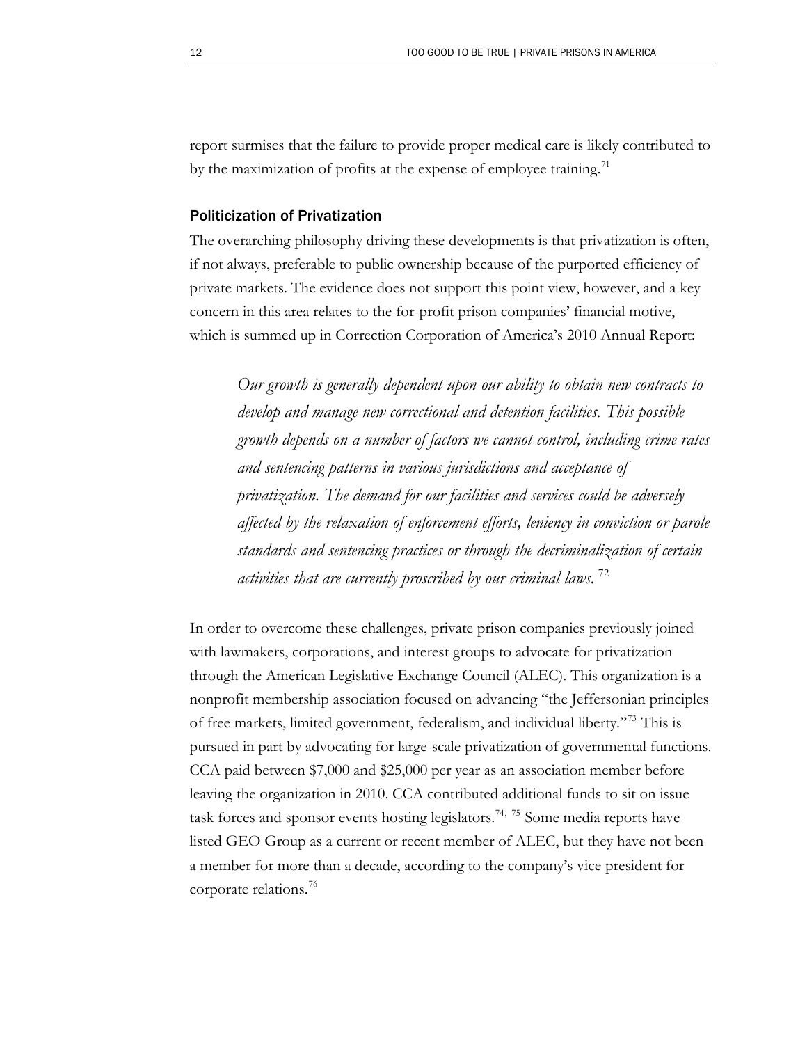report surmises that the failure to provide proper medical care is likely contributed to by the maximization of profits at the expense of employee training.[71]

### Politicization of Privatization

The overarching philosophy driving these developments is that privatization is often, if not always, preferable to public ownership because of the purported efficiency of private markets. The evidence does not support this point view, however, and a key concern in this area relates to the for-profit prison companies' financial motive, which is summed up in Correction Corporation of America's 2010 Annual Report:

> *Our growth is generally dependent upon our ability to obtain new contracts to develop and manage new correctional and detention facilities. This possible growth depends on a number of factors we cannot control, including crime rates and sentencing patterns in various jurisdictions and acceptance of privatization. The demand for our facilities and services could be adversely affected by the relaxation of enforcement efforts, leniency in conviction or parole standards and sentencing practices or through the decriminalization of certain activities that are currently proscribed by our criminal laws.* [72]

In order to overcome these challenges, private prison companies previously joined with lawmakers, corporations, and interest groups to advocate for privatization through the American Legislative Exchange Council (ALEC). This organization is a nonprofit membership association focused on advancing "the Jeffersonian principles of free markets, limited government, federalism, and individual liberty."[73] This is pursued in part by advocating for large-scale privatization of governmental functions. CCA paid between $7,000 and $25,000 per year as an association member before leaving the organization in 2010. CCA contributed additional funds to sit on issue task forces and sponsor events hosting legislators.[74, 75] Some media reports have listed GEO Group as a current or recent member of ALEC, but they have not been a member for more than a decade, according to the company's vice president for corporate relations.[76]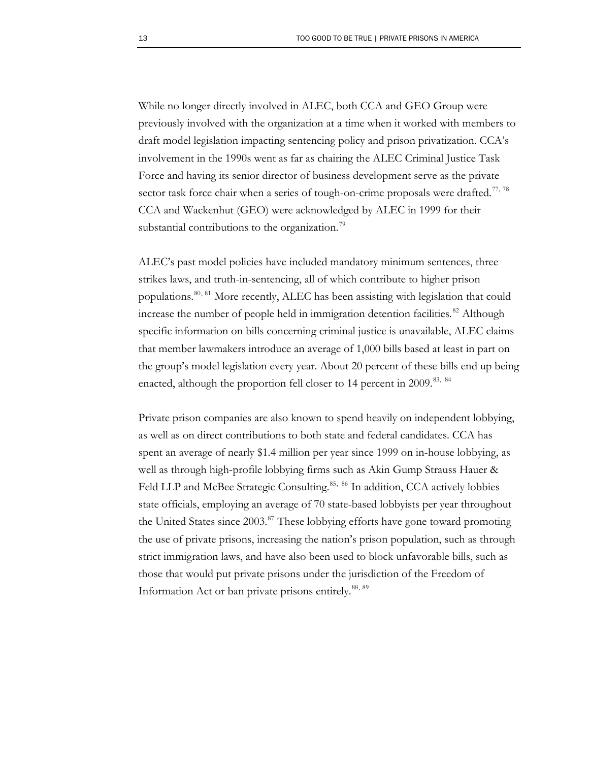While no longer directly involved in ALEC, both CCA and GEO Group were previously involved with the organization at a time when it worked with members to draft model legislation impacting sentencing policy and prison privatization. CCA's involvement in the 1990s went as far as chairing the ALEC Criminal Justice Task Force and having its senior director of business development serve as the private sector task force chair when a series of tough-on-crime proposals were drafted.[77, 78] CCA and Wackenhut (GEO) were acknowledged by ALEC in 1999 for their substantial contributions to the organization.[79]

ALEC's past model policies have included mandatory minimum sentences, three strikes laws, and truth-in-sentencing, all of which contribute to higher prison populations.[80, 81] More recently, ALEC has been assisting with legislation that could increase the number of people held in immigration detention facilities.[82] Although specific information on bills concerning criminal justice is unavailable, ALEC claims that member lawmakers introduce an average of 1,000 bills based at least in part on the group's model legislation every year. About 20 percent of these bills end up being enacted, although the proportion fell closer to 14 percent in 2009.[83, 84]

Private prison companies are also known to spend heavily on independent lobbying, as well as on direct contributions to both state and federal candidates. CCA has spent an average of nearly $1.4 million per year since 1999 on in-house lobbying, as well as through high-profile lobbying firms such as Akin Gump Strauss Hauer & Feld LLP and McBee Strategic Consulting.[85, 86] In addition, CCA actively lobbies state officials, employing an average of 70 state-based lobbyists per year throughout the United States since 2003.[87] These lobbying efforts have gone toward promoting the use of private prisons, increasing the nation's prison population, such as through strict immigration laws, and have also been used to block unfavorable bills, such as those that would put private prisons under the jurisdiction of the Freedom of Information Act or ban private prisons entirely.[88, 89]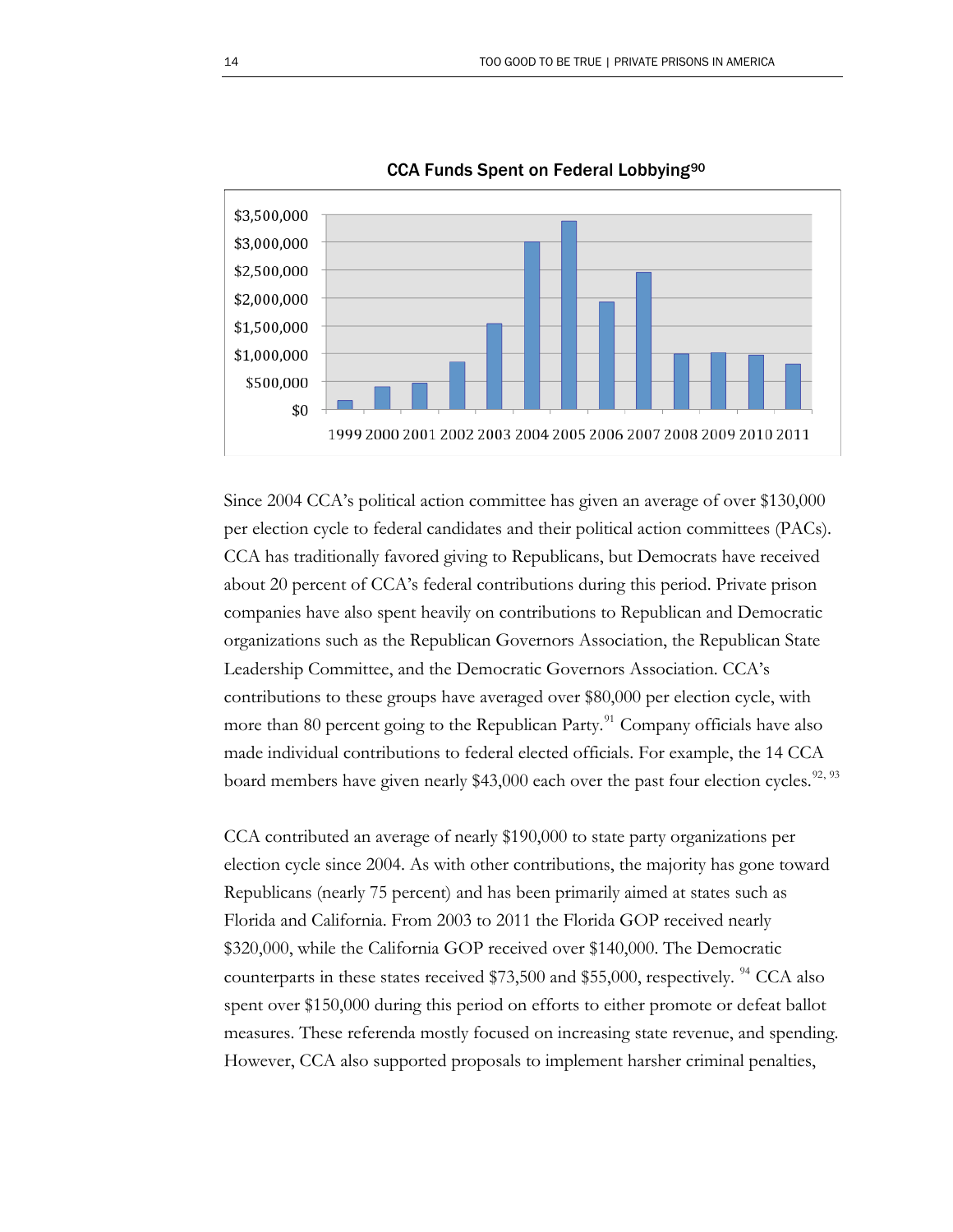**CCA Funds Spent on Federal Lobbying[90]**

Since 2004 CCA's political action committee has given an average of over $130,000 per election cycle to federal candidates and their political action committees (PACs). CCA has traditionally favored giving to Republicans, but Democrats have received about 20 percent of CCA's federal contributions during this period. Private prison companies have also spent heavily on contributions to Republican and Democratic organizations such as the Republican Governors Association, the Republican State Leadership Committee, and the Democratic Governors Association. CCA's contributions to these groups have averaged over $80,000 per election cycle, with more than 80 percent going to the Republican Party.[91] Company officials have also made individual contributions to federal elected officials. For example, the 14 CCA board members have given nearly $43,000 each over the past four election cycles.[92, 93]

CCA contributed an average of nearly $190,000 to state party organizations per election cycle since 2004. As with other contributions, the majority has gone toward Republicans (nearly 75 percent) and has been primarily aimed at states such as Florida and California. From 2003 to 2011 the Florida GOP received nearly $320,000, while the California GOP received over $140,000. The Democratic counterparts in these states received $73,500 and $55,000, respectively.[94] CCA also spent over $150,000 during this period on efforts to either promote or defeat ballot measures. These referenda mostly focused on increasing state revenue, and spending. However, CCA also supported proposals to implement harsher criminal penalties,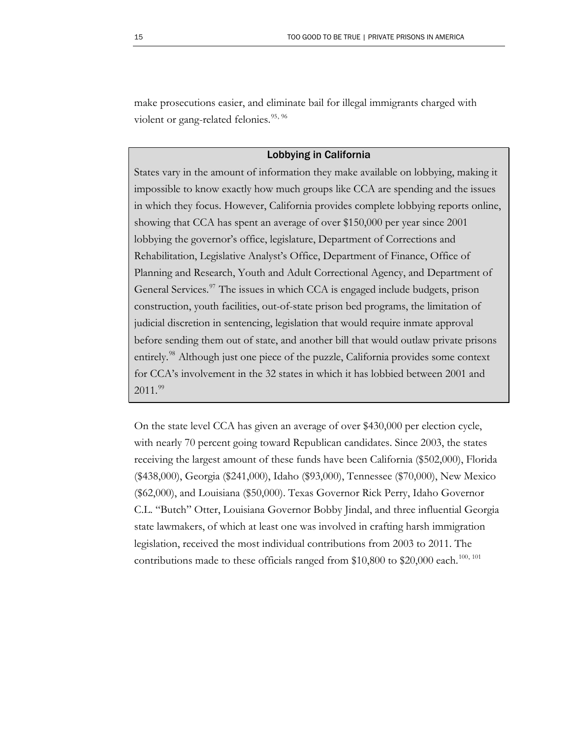make prosecutions easier, and eliminate bail for illegal immigrants charged with violent or gang-related felonies.[95, 96]

### Lobbying in California

States vary in the amount of information they make available on lobbying, making it impossible to know exactly how much groups like CCA are spending and the issues in which they focus. However, California provides complete lobbying reports online, showing that CCA has spent an average of over $150,000 per year since 2001 lobbying the governor's office, legislature, Department of Corrections and Rehabilitation, Legislative Analyst's Office, Department of Finance, Office of Planning and Research, Youth and Adult Correctional Agency, and Department of General Services.[97] The issues in which CCA is engaged include budgets, prison construction, youth facilities, out-of-state prison bed programs, the limitation of judicial discretion in sentencing, legislation that would require inmate approval before sending them out of state, and another bill that would outlaw private prisons entirely.[98] Although just one piece of the puzzle, California provides some context for CCA's involvement in the 32 states in which it has lobbied between 2001 and 2011.[99]

On the state level CCA has given an average of over $430,000 per election cycle, with nearly 70 percent going toward Republican candidates. Since 2003, the states receiving the largest amount of these funds have been California ($502,000), Florida ($438,000), Georgia ($241,000), Idaho ($93,000), Tennessee ($70,000), New Mexico ($62,000), and Louisiana ($50,000). Texas Governor Rick Perry, Idaho Governor C.L. "Butch" Otter, Louisiana Governor Bobby Jindal, and three influential Georgia state lawmakers, of which at least one was involved in crafting harsh immigration legislation, received the most individual contributions from 2003 to 2011. The contributions made to these officials ranged from $10,800 to $20,000 each.[100, 101]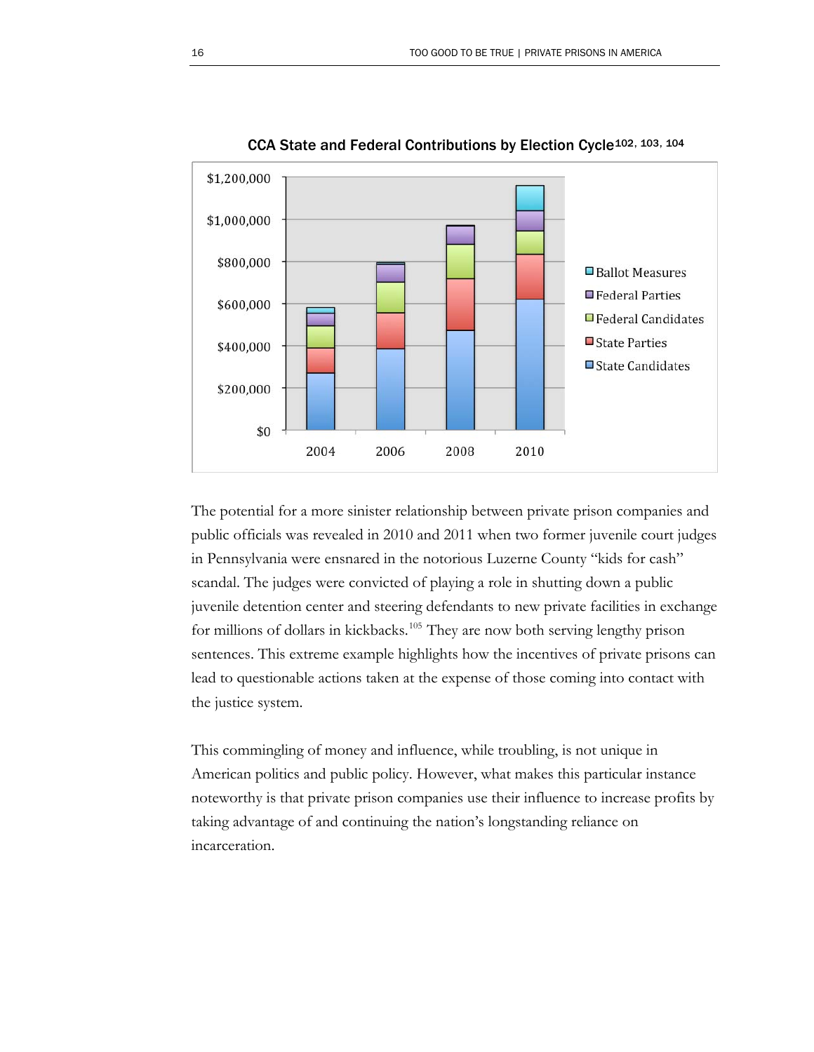CCA State and Federal Contributions by Election Cycle[102, 103, 104]

The potential for a more sinister relationship between private prison companies and public officials was revealed in 2010 and 2011 when two former juvenile court judges in Pennsylvania were ensnared in the notorious Luzerne County "kids for cash" scandal. The judges were convicted of playing a role in shutting down a public juvenile detention center and steering defendants to new private facilities in exchange for millions of dollars in kickbacks.[105] They are now both serving lengthy prison sentences. This extreme example highlights how the incentives of private prisons can lead to questionable actions taken at the expense of those coming into contact with the justice system.

This commingling of money and influence, while troubling, is not unique in American politics and public policy. However, what makes this particular instance noteworthy is that private prison companies use their influence to increase profits by taking advantage of and continuing the nation's longstanding reliance on incarceration.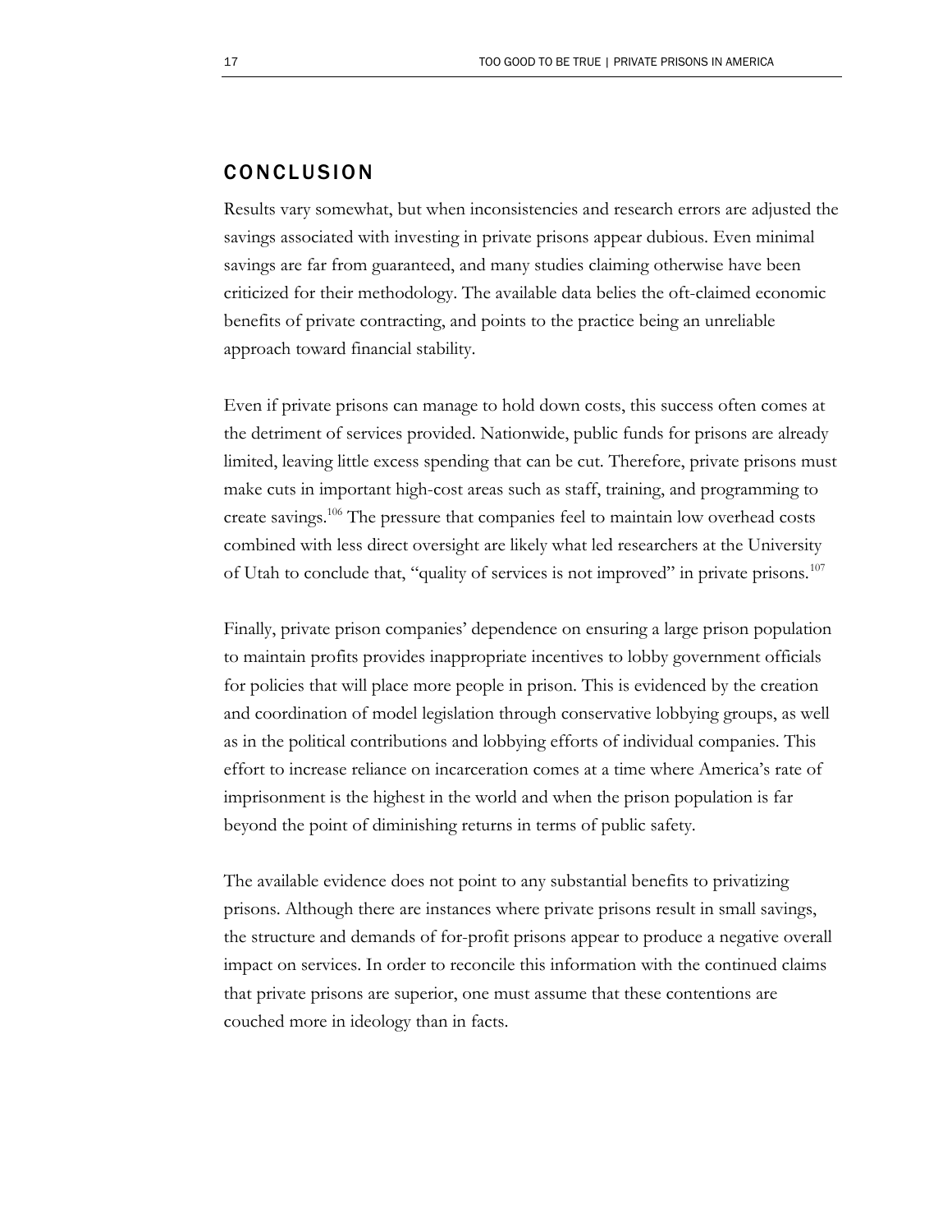## CONCLUSION

Results vary somewhat, but when inconsistencies and research errors are adjusted the savings associated with investing in private prisons appear dubious. Even minimal savings are far from guaranteed, and many studies claiming otherwise have been criticized for their methodology. The available data belies the oft-claimed economic benefits of private contracting, and points to the practice being an unreliable approach toward financial stability.

Even if private prisons can manage to hold down costs, this success often comes at the detriment of services provided. Nationwide, public funds for prisons are already limited, leaving little excess spending that can be cut. Therefore, private prisons must make cuts in important high-cost areas such as staff, training, and programming to create savings.[106] The pressure that companies feel to maintain low overhead costs combined with less direct oversight are likely what led researchers at the University of Utah to conclude that, "quality of services is not improved" in private prisons.[107]

Finally, private prison companies' dependence on ensuring a large prison population to maintain profits provides inappropriate incentives to lobby government officials for policies that will place more people in prison. This is evidenced by the creation and coordination of model legislation through conservative lobbying groups, as well as in the political contributions and lobbying efforts of individual companies. This effort to increase reliance on incarceration comes at a time where America's rate of imprisonment is the highest in the world and when the prison population is far beyond the point of diminishing returns in terms of public safety.

The available evidence does not point to any substantial benefits to privatizing prisons. Although there are instances where private prisons result in small savings, the structure and demands of for-profit prisons appear to produce a negative overall impact on services. In order to reconcile this information with the continued claims that private prisons are superior, one must assume that these contentions are couched more in ideology than in facts.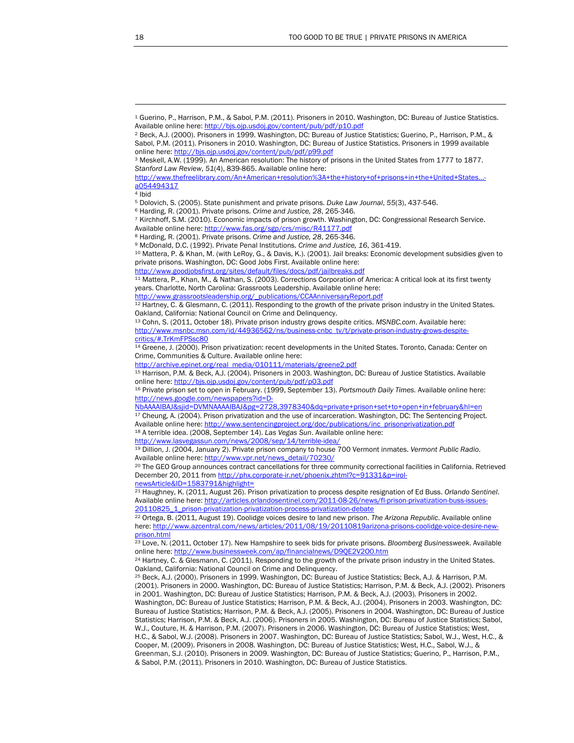[1] Guerino, P., Harrison, P.M., & Sabol, P.M. (2011). Prisoners in 2010. Washington, DC: Bureau of Justice Statistics. Available online here: http://bjs.ojp.usdoj.gov/content/pub/pdf/p10.pdf

[2] Beck, A.J. (2000). Prisoners in 1999. Washington, DC: Bureau of Justice Statistics; Guerino, P., Harrison, P.M., & Sabol, P.M. (2011). Prisoners in 2010. Washington, DC: Bureau of Justice Statistics. Prisoners in 1999 available online here: http://bjs.ojp.usdoj.gov/content/pub/pdf/p99.pdf

[3] Meskell, A.W. (1999). An American resolution: The history of prisons in the United States from 1777 to 1877. *Stanford Law Review*, *51*(4), 839-865. Available online here: http://www.thefreelibrary.com/An+American+resolution%3A+the+history+of+prisons+in+the+United+States...-a054494317

[4] Ibid

[5] Dolovich, S. (2005). State punishment and private prisons. *Duke Law Journal*, *55*(3), 437-546.

[6] Harding, R. (2001). Private prisons. *Crime and Justice, 28*, 265-346.

[7] Kirchhoff, S.M. (2010). Economic impacts of prison growth. Washington, DC: Congressional Research Service. Available online here: http://www.fas.org/sgp/crs/misc/R41177.pdf

[8] Harding, R. (2001). Private prisons. *Crime and Justice, 28*, 265-346.

[9] McDonald, D.C. (1992). Private Penal Institutions. *Crime and Justice, 16*, 361-419.

[10] Mattera, P. & Khan, M. (with LeRoy, G., & Davis, K.). (2001). Jail breaks: Economic development subsidies given to private prisons. Washington, DC: Good Jobs First. Available online here: http://www.goodjobsfirst.org/sites/default/files/docs/pdf/jailbreaks.pdf

[11] Mattera, P., Khan, M., & Nathan, S. (2003). Corrections Corporation of America: A critical look at its first twenty years. Charlotte, North Carolina: Grassroots Leadership. Available online here: http://www.grassrootsleadership.org/_publications/CCAAnniversaryReport.pdf

[12] Hartney, C. & Glesmann, C. (2011). Responding to the growth of the private prison industry in the United States. Oakland, California: National Council on Crime and Delinquency.

[13] Cohn, S. (2011, October 18). Private prison industry grows despite critics. *MSNBC.com*. Available here: http://www.msnbc.msn.com/id/44936562/ns/business-cnbc_tv/t/private-prison-industry-grows-despite-critics/#.TrKmFPSsc80

[14] Greene, J. (2000). Prison privatization: recent developments in the United States. Toronto, Canada: Center on Crime, Communities & Culture. Available online here: http://archive.epinet.org/real_media/010111/materials/greene2.pdf

[15] Harrison, P.M. & Beck, A.J. (2004). Prisoners in 2003. Washington, DC: Bureau of Justice Statistics. Available online here: http://bjs.ojp.usdoj.gov/content/pub/pdf/p03.pdf

[16] Private prison set to open in February. (1999, September 13). *Portsmouth Daily Times.* Available online here: http://news.google.com/newspapers?id=D-NbAAAAIBAJ&sjid=DVMNAAAAIBAJ&pg=2728,3978340&dq=private+prison+set+to+open+in+february&hl=en

[17] Cheung, A. (2004). Prison privatization and the use of incarceration. Washington, DC: The Sentencing Project. Available online here: http://www.sentencingproject.org/doc/publications/inc_prisonprivatization.pdf

[18] A terrible idea. (2008, September 14). *Las Vegas Sun*. Available online here: http://www.lasvegassun.com/news/2008/sep/14/terrible-idea/

[19] Dillion, J. (2004, January 2). Private prison company to house 700 Vermont inmates. *Vermont Public Radio.* Available online here: http://www.vpr.net/news_detail/70230/

[20] The GEO Group announces contract cancellations for three community correctional facilities in California. Retrieved December 20, 2011 from http://phx.corporate-ir.net/phoenix.zhtml?c=91331&p=irol-newsArticle&ID=1583791&highlight=

[21] Haughney, K. (2011, August 26). Prison privatization to process despite resignation of Ed Buss. *Orlando Sentinel*. Available online here: http://articles.orlandosentinel.com/2011-08-26/news/fl-prison-privatization-buss-issues-20110825_1_prison-privatization-privatization-process-privatization-debate

[22] Ortega, B. (2011, August 19). Coolidge voices desire to land new prison. *The Arizona Republic*. Available online here: http://www.azcentral.com/news/articles/2011/08/19/20110819arizona-prisons-coolidge-voice-desire-new-prison.html

[23] Love, N. (2011, October 17). New Hampshire to seek bids for private prisons. *Bloomberg Businessweek*. Available online here: http://www.businessweek.com/ap/financialnews/D9QE2V200.htm

[24] Hartney, C. & Glesmann, C. (2011). Responding to the growth of the private prison industry in the United States. Oakland, California: National Council on Crime and Delinquency.

[25] Beck, A.J. (2000). Prisoners in 1999. Washington, DC: Bureau of Justice Statistics; Beck, A.J. & Harrison, P.M. (2001). Prisoners in 2000. Washington, DC: Bureau of Justice Statistics; Harrison, P.M. & Beck, A.J. (2002). Prisoners in 2001. Washington, DC: Bureau of Justice Statistics; Harrison, P.M. & Beck, A.J. (2003). Prisoners in 2002. Washington, DC: Bureau of Justice Statistics; Harrison, P.M. & Beck, A.J. (2004). Prisoners in 2003. Washington, DC: Bureau of Justice Statistics; Harrison, P.M. & Beck, A.J. (2005). Prisoners in 2004. Washington, DC: Bureau of Justice Statistics; Harrison, P.M. & Beck, A.J. (2006). Prisoners in 2005. Washington, DC: Bureau of Justice Statistics; Sabol, W.J., Couture, H. & Harrison, P.M. (2007). Prisoners in 2006. Washington, DC: Bureau of Justice Statistics; West, H.C., & Sabol, W.J. (2008). Prisoners in 2007. Washington, DC: Bureau of Justice Statistics; Sabol, W.J., West, H.C., & Cooper, M. (2009). Prisoners in 2008. Washington, DC: Bureau of Justice Statistics; West, H.C., Sabol, W.J., & Greenman, S.J. (2010). Prisoners in 2009. Washington, DC: Bureau of Justice Statistics; Guerino, P., Harrison, P.M., & Sabol, P.M. (2011). Prisoners in 2010. Washington, DC: Bureau of Justice Statistics.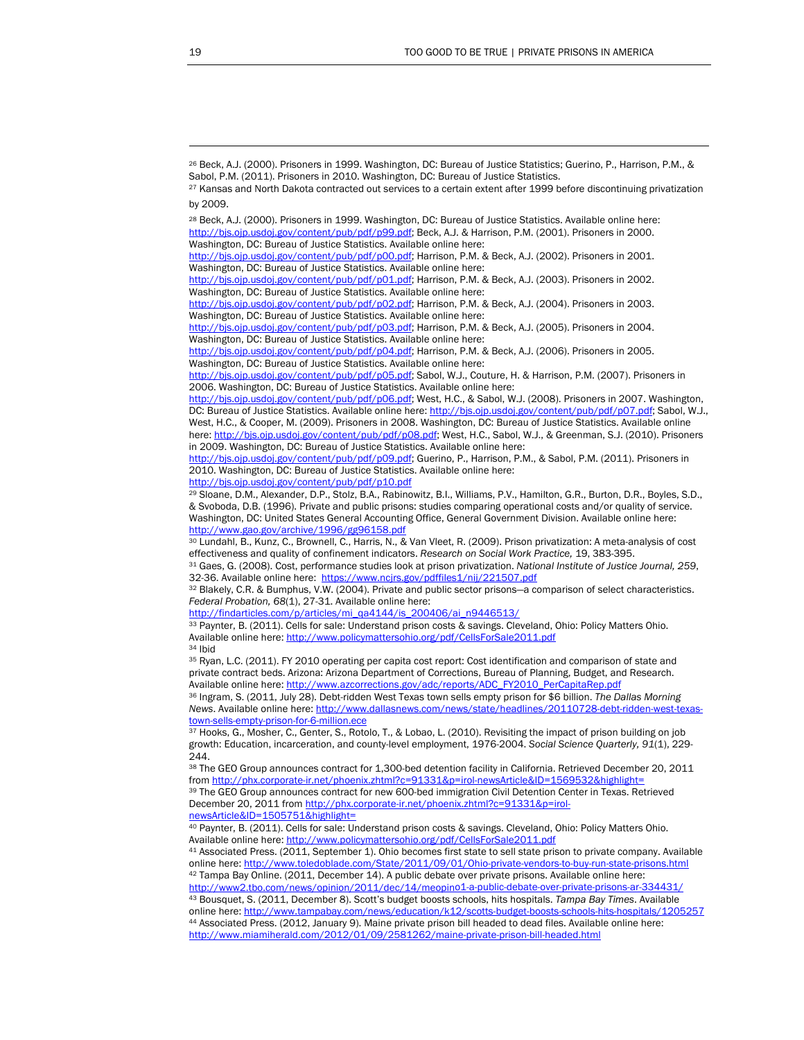[26] Beck, A.J. (2000). Prisoners in 1999. Washington, DC: Bureau of Justice Statistics; Guerino, P., Harrison, P.M., & Sabol, P.M. (2011). Prisoners in 2010. Washington, DC: Bureau of Justice Statistics.

[27] Kansas and North Dakota contracted out services to a certain extent after 1999 before discontinuing privatization by 2009.

[28] Beck, A.J. (2000). Prisoners in 1999. Washington, DC: Bureau of Justice Statistics. Available online here: http://bjs.ojp.usdoj.gov/content/pub/pdf/p99.pdf; Beck, A.J. & Harrison, P.M. (2001). Prisoners in 2000. Washington, DC: Bureau of Justice Statistics. Available online here: http://bjs.ojp.usdoj.gov/content/pub/pdf/p00.pdf; Harrison, P.M. & Beck, A.J. (2002). Prisoners in 2001. Washington, DC: Bureau of Justice Statistics. Available online here: http://bjs.ojp.usdoj.gov/content/pub/pdf/p01.pdf; Harrison, P.M. & Beck, A.J. (2003). Prisoners in 2002. Washington, DC: Bureau of Justice Statistics. Available online here: http://bjs.ojp.usdoj.gov/content/pub/pdf/p02.pdf; Harrison, P.M. & Beck, A.J. (2004). Prisoners in 2003. Washington, DC: Bureau of Justice Statistics. Available online here: http://bjs.ojp.usdoj.gov/content/pub/pdf/p03.pdf; Harrison, P.M. & Beck, A.J. (2005). Prisoners in 2004. Washington, DC: Bureau of Justice Statistics. Available online here: http://bjs.ojp.usdoj.gov/content/pub/pdf/p04.pdf; Harrison, P.M. & Beck, A.J. (2006). Prisoners in 2005. Washington, DC: Bureau of Justice Statistics. Available online here: http://bjs.ojp.usdoj.gov/content/pub/pdf/p05.pdf; Sabol, W.J., Couture, H. & Harrison, P.M. (2007). Prisoners in 2006. Washington, DC: Bureau of Justice Statistics. Available online here: http://bjs.ojp.usdoj.gov/content/pub/pdf/p06.pdf; West, H.C., & Sabol, W.J. (2008). Prisoners in 2007. Washington, DC: Bureau of Justice Statistics. Available online here: http://bjs.ojp.usdoj.gov/content/pub/pdf/p07.pdf; Sabol, W.J., West, H.C., & Cooper, M. (2009). Prisoners in 2008. Washington, DC: Bureau of Justice Statistics. Available online here: http://bjs.ojp.usdoj.gov/content/pub/pdf/p08.pdf; West, H.C., Sabol, W.J., & Greenman, S.J. (2010). Prisoners in 2009. Washington, DC: Bureau of Justice Statistics. Available online here: http://bjs.ojp.usdoj.gov/content/pub/pdf/p09.pdf; Guerino, P., Harrison, P.M., & Sabol, P.M. (2011). Prisoners in 2010. Washington, DC: Bureau of Justice Statistics. Available online here: http://bjs.ojp.usdoj.gov/content/pub/pdf/p10.pdf

[29] Sloane, D.M., Alexander, D.P., Stolz, B.A., Rabinowitz, B.I., Williams, P.V., Hamilton, G.R., Burton, D.R., Boyles, S.D., & Svoboda, D.B. (1996). Private and public prisons: studies comparing operational costs and/or quality of service. Washington, DC: United States General Accounting Office, General Government Division. Available online here: http://www.gao.gov/archive/1996/gg96158.pdf

[30] Lundahl, B., Kunz, C., Brownell, C., Harris, N., & Van Vleet, R. (2009). Prison privatization: A meta-analysis of cost effectiveness and quality of confinement indicators. *Research on Social Work Practice,* 19, 383-395.

[31] Gaes, G. (2008). Cost, performance studies look at prison privatization. *National Institute of Justice Journal, 259*, 32-36. Available online here: https://www.ncjrs.gov/pdffiles1/nij/221507.pdf

[32] Blakely, C.R. & Bumphus, V.W. (2004). Private and public sector prisons—a comparison of select characteristics. *Federal Probation, 68*(1), 27-31. Available online here: http://findarticles.com/p/articles/mi_qa4144/is_200406/ai_n9446513/

[33] Paynter, B. (2011). Cells for sale: Understand prison costs & savings. Cleveland, Ohio: Policy Matters Ohio. Available online here: http://www.policymattersohio.org/pdf/CellsForSale2011.pdf

[34] Ibid

[35] Ryan, L.C. (2011). FY 2010 operating per capita cost report: Cost identification and comparison of state and private contract beds. Arizona: Arizona Department of Corrections, Bureau of Planning, Budget, and Research. Available online here: http://www.azcorrections.gov/adc/reports/ADC_FY2010_PerCapitaRep.pdf

[36] Ingram, S. (2011, July 28). Debt-ridden West Texas town sells empty prison for $6 billion. *The Dallas Morning News*. Available online here: http://www.dallasnews.com/news/state/headlines/20110728-debt-ridden-west-texas-town-sells-empty-prison-for-6-million.ece

[37] Hooks, G., Mosher, C., Genter, S., Rotolo, T., & Lobao, L. (2010). Revisiting the impact of prison building on job growth: Education, incarceration, and county-level employment, 1976-2004. *Social Science Quarterly, 91*(1), 229-244.

[38] The GEO Group announces contract for 1,300-bed detention facility in California. Retrieved December 20, 2011 from http://phx.corporate-ir.net/phoenix.zhtml?c=91331&p=irol-newsArticle&ID=1569532&highlight=

[39] The GEO Group announces contract for new 600-bed immigration Civil Detention Center in Texas. Retrieved December 20, 2011 from http://phx.corporate-ir.net/phoenix.zhtml?c=91331&p=irol-newsArticle&ID=1505751&highlight=

[40] Paynter, B. (2011). Cells for sale: Understand prison costs & savings. Cleveland, Ohio: Policy Matters Ohio. Available online here: http://www.policymattersohio.org/pdf/CellsForSale2011.pdf

[41] Associated Press. (2011, September 1). Ohio becomes first state to sell state prison to private company. Available online here: http://www.toledoblade.com/State/2011/09/01/Ohio-private-vendors-to-buy-run-state-prisons.html

[42] Tampa Bay Online. (2011, December 14). A public debate over private prisons. Available online here: http://www2.tbo.com/news/opinion/2011/dec/14/meopino1-a-public-debate-over-private-prisons-ar-334431/

[43] Bousquet, S. (2011, December 8). Scott's budget boosts schools, hits hospitals. *Tampa Bay Times*. Available online here: http://www.tampabay.com/news/education/k12/scotts-budget-boosts-schools-hits-hospitals/1205257

[44] Associated Press. (2012, January 9). Maine private prison bill headed to dead files. Available online here: http://www.miamiherald.com/2012/01/09/2581262/maine-private-prison-bill-headed.html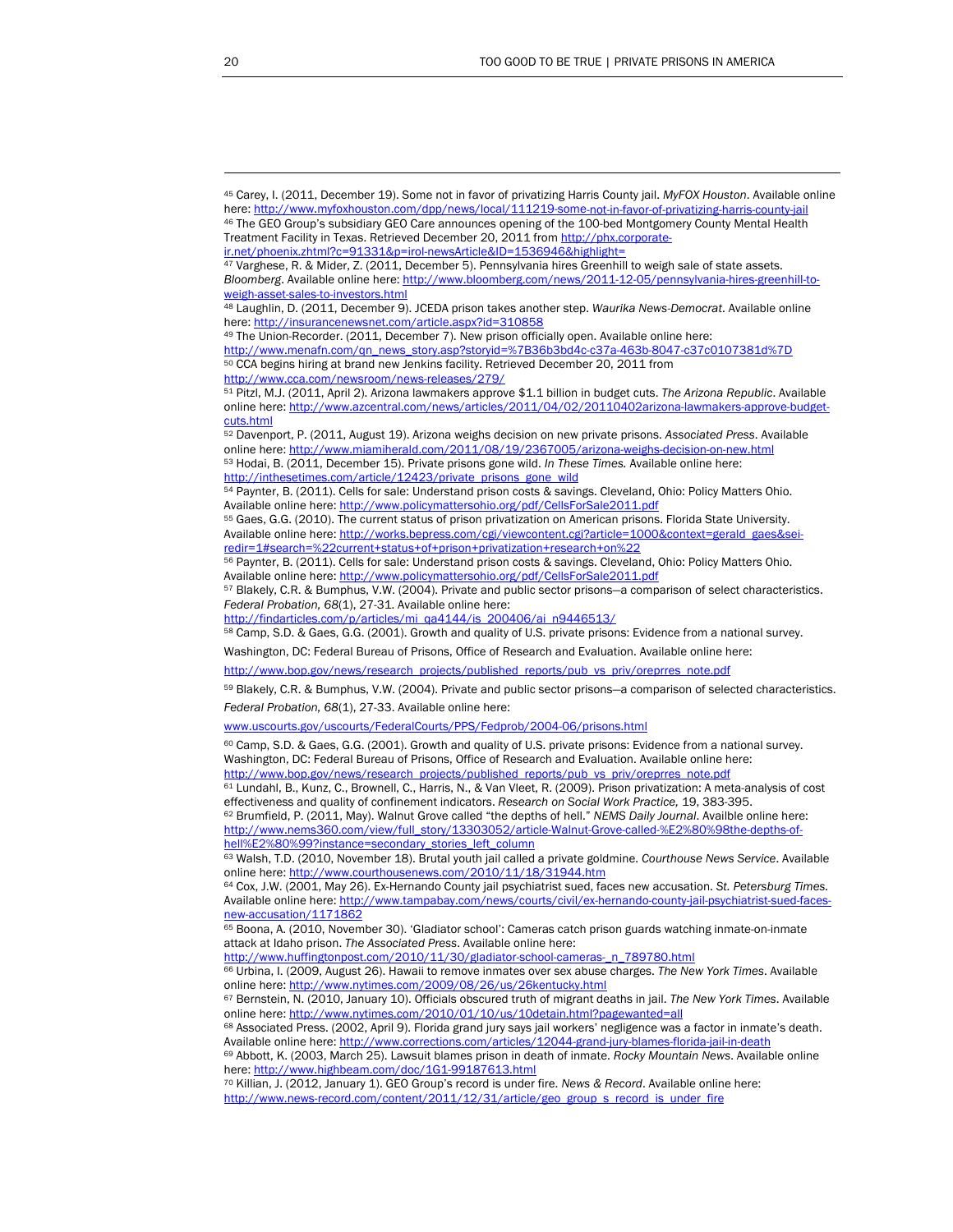[45] Carey, I. (2011, December 19). Some not in favor of privatizing Harris County jail. *MyFOX Houston*. Available online here: http://www.myfoxhouston.com/dpp/news/local/111219-some-not-in-favor-of-privatizing-harris-county-jail

[46] The GEO Group's subsidiary GEO Care announces opening of the 100-bed Montgomery County Mental Health Treatment Facility in Texas. Retrieved December 20, 2011 from http://phx.corporate-ir.net/phoenix.zhtml?c=91331&p=irol-newsArticle&ID=1536946&highlight=

[47] Varghese, R. & Mider, Z. (2011, December 5). Pennsylvania hires Greenhill to weigh sale of state assets. *Bloomberg*. Available online here: http://www.bloomberg.com/news/2011-12-05/pennsylvania-hires-greenhill-to-weigh-asset-sales-to-investors.html

[48] Laughlin, D. (2011, December 9). JCEDA prison takes another step. *Waurika News-Democrat*. Available online here: http://insurancenewsnet.com/article.aspx?id=310858

[49] The Union-Recorder. (2011, December 7). New prison officially open. Available online here: http://www.menafn.com/qn_news_story.asp?storyid=%7B36b3bd4c-c37a-463b-8047-c37c0107381d%7D

[50] CCA begins hiring at brand new Jenkins facility. Retrieved December 20, 2011 from http://www.cca.com/newsroom/news-releases/279/

[51] Pitzl, M.J. (2011, April 2). Arizona lawmakers approve $1.1 billion in budget cuts. *The Arizona Republic*. Available online here: http://www.azcentral.com/news/articles/2011/04/02/20110402arizona-lawmakers-approve-budget-cuts.html

[52] Davenport, P. (2011, August 19). Arizona weighs decision on new private prisons. *Associated Press*. Available online here: http://www.miamiherald.com/2011/08/19/2367005/arizona-weighs-decision-on-new.html

[53] Hodai, B. (2011, December 15). Private prisons gone wild. *In These Times.* Available online here: http://inthesetimes.com/article/12423/private_prisons_gone_wild

[54] Paynter, B. (2011). Cells for sale: Understand prison costs & savings. Cleveland, Ohio: Policy Matters Ohio. Available online here: http://www.policymattersohio.org/pdf/CellsForSale2011.pdf

[55] Gaes, G.G. (2010). The current status of prison privatization on American prisons. Florida State University. Available online here: http://works.bepress.com/cgi/viewcontent.cgi?article=1000&context=gerald_gaes&sei-redir=1#search=%22current+status+of+prison+privatization+research+on%22

[56] Paynter, B. (2011). Cells for sale: Understand prison costs & savings. Cleveland, Ohio: Policy Matters Ohio. Available online here: http://www.policymattersohio.org/pdf/CellsForSale2011.pdf

[57] Blakely, C.R. & Bumphus, V.W. (2004). Private and public sector prisons—a comparison of select characteristics. *Federal Probation, 68*(1), 27-31. Available online here: http://findarticles.com/p/articles/mi_qa4144/is_200406/ai_n9446513/

[58] Camp, S.D. & Gaes, G.G. (2001). Growth and quality of U.S. private prisons: Evidence from a national survey. Washington, DC: Federal Bureau of Prisons, Office of Research and Evaluation. Available online here: http://www.bop.gov/news/research_projects/published_reports/pub_vs_priv/oreprres_note.pdf

[59] Blakely, C.R. & Bumphus, V.W. (2004). Private and public sector prisons—a comparison of selected characteristics. *Federal Probation, 68*(1), 27-33. Available online here: www.uscourts.gov/uscourts/FederalCourts/PPS/Fedprob/2004-06/prisons.html

[60] Camp, S.D. & Gaes, G.G. (2001). Growth and quality of U.S. private prisons: Evidence from a national survey. Washington, DC: Federal Bureau of Prisons, Office of Research and Evaluation. Available online here: http://www.bop.gov/news/research_projects/published_reports/pub_vs_priv/oreprres_note.pdf

[61] Lundahl, B., Kunz, C., Brownell, C., Harris, N., & Van Vleet, R. (2009). Prison privatization: A meta-analysis of cost effectiveness and quality of confinement indicators. *Research on Social Work Practice,* 19, 383-395.

[62] Brumfield, P. (2011, May). Walnut Grove called "the depths of hell." *NEMS Daily Journal*. Availble online here: http://www.nems360.com/view/full_story/13303052/article-Walnut-Grove-called-%E2%80%98the-depths-of-hell%E2%80%99?instance=secondary_stories_left_column

[63] Walsh, T.D. (2010, November 18). Brutal youth jail called a private goldmine. *Courthouse News Service*. Available online here: http://www.courthousenews.com/2010/11/18/31944.htm

[64] Cox, J.W. (2001, May 26). Ex-Hernando County jail psychiatrist sued, faces new accusation. *St. Petersburg Times.* Available online here: http://www.tampabay.com/news/courts/civil/ex-hernando-county-jail-psychiatrist-sued-faces-new-accusation/1171862

[65] Boona, A. (2010, November 30). 'Gladiator school': Cameras catch prison guards watching inmate-on-inmate attack at Idaho prison. *The Associated Press*. Available online here: http://www.huffingtonpost.com/2010/11/30/gladiator-school-cameras-_n_789780.html

[66] Urbina, I. (2009, August 26). Hawaii to remove inmates over sex abuse charges. *The New York Times*. Available online here: http://www.nytimes.com/2009/08/26/us/26kentucky.html

[67] Bernstein, N. (2010, January 10). Officials obscured truth of migrant deaths in jail. *The New York Times*. Available online here: http://www.nytimes.com/2010/01/10/us/10detain.html?pagewanted=all

[68] Associated Press. (2002, April 9). Florida grand jury says jail workers' negligence was a factor in inmate's death. Available online here: http://www.corrections.com/articles/12044-grand-jury-blames-florida-jail-in-death

[69] Abbott, K. (2003, March 25). Lawsuit blames prison in death of inmate. *Rocky Mountain News*. Available online here: http://www.highbeam.com/doc/1G1-99187613.html

[70] Killian, J. (2012, January 1). GEO Group's record is under fire. *News & Record*. Available online here: http://www.news-record.com/content/2011/12/31/article/geo_group_s_record_is_under_fire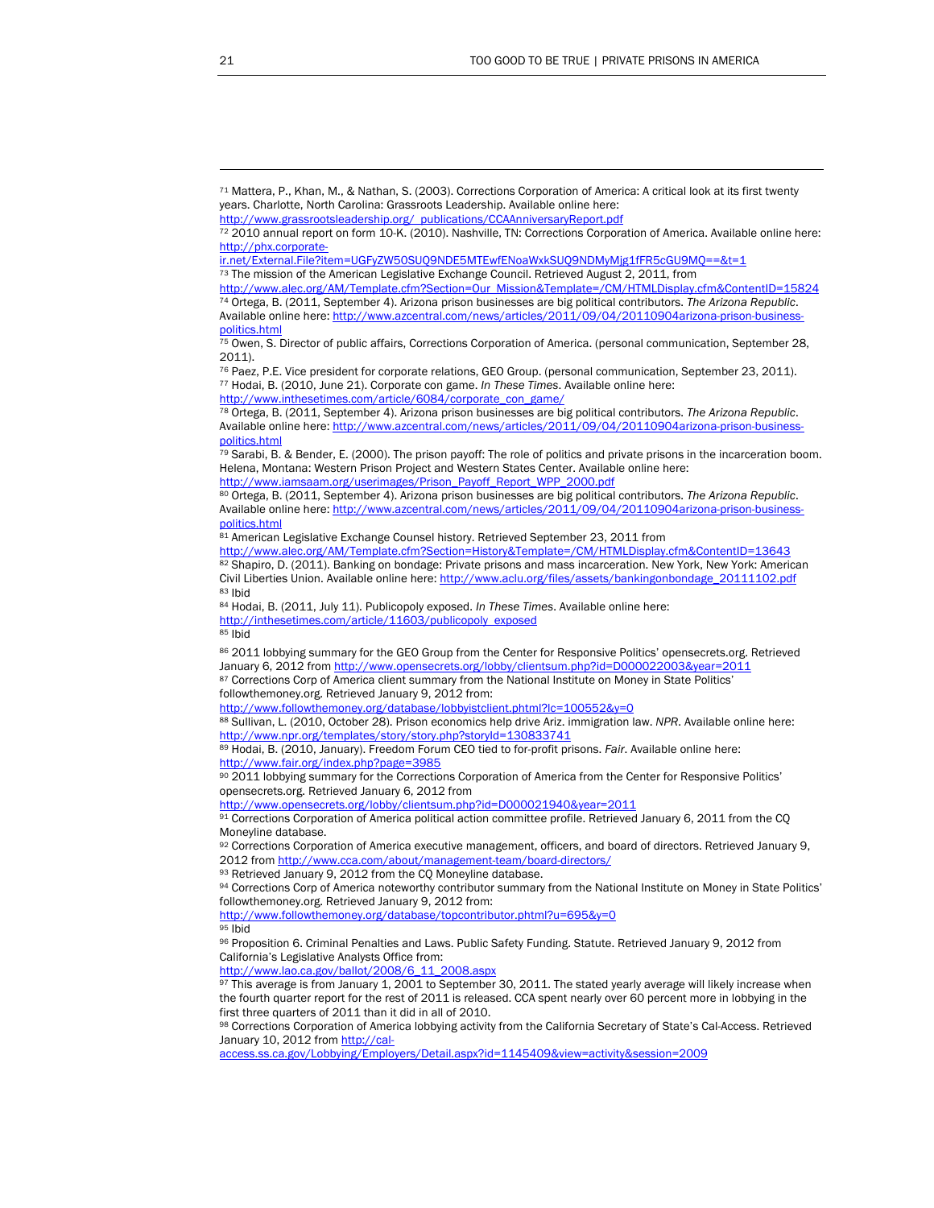[71] Mattera, P., Khan, M., & Nathan, S. (2003). Corrections Corporation of America: A critical look at its first twenty years. Charlotte, North Carolina: Grassroots Leadership. Available online here: http://www.grassrootsleadership.org/_publications/CCAAnniversaryReport.pdf

[72] 2010 annual report on form 10-K. (2010). Nashville, TN: Corrections Corporation of America. Available online here: http://phx.corporate-ir.net/External.File?item=UGFyZW50SUQ9NDE5MTEwfENoaWxkSUQ9NDMyMjg1fFR5cGU9MQ==&t=1

[73] The mission of the American Legislative Exchange Council. Retrieved August 2, 2011, from http://www.alec.org/AM/Template.cfm?Section=Our_Mission&Template=/CM/HTMLDisplay.cfm&ContentID=15824

[74] Ortega, B. (2011, September 4). Arizona prison businesses are big political contributors. *The Arizona Republic*. Available online here: http://www.azcentral.com/news/articles/2011/09/04/20110904arizona-prison-business-politics.html

[75] Owen, S. Director of public affairs, Corrections Corporation of America. (personal communication, September 28, 2011).

[76] Paez, P.E. Vice president for corporate relations, GEO Group. (personal communication, September 23, 2011).

[77] Hodai, B. (2010, June 21). Corporate con game. *In These Times*. Available online here: http://www.inthesetimes.com/article/6084/corporate_con_game/

[78] Ortega, B. (2011, September 4). Arizona prison businesses are big political contributors. *The Arizona Republic*. Available online here: http://www.azcentral.com/news/articles/2011/09/04/20110904arizona-prison-business-politics.html

[79] Sarabi, B. & Bender, E. (2000). The prison payoff: The role of politics and private prisons in the incarceration boom. Helena, Montana: Western Prison Project and Western States Center. Available online here: http://www.iamsaam.org/userimages/Prison_Payoff_Report_WPP_2000.pdf

[80] Ortega, B. (2011, September 4). Arizona prison businesses are big political contributors. *The Arizona Republic*. Available online here: http://www.azcentral.com/news/articles/2011/09/04/20110904arizona-prison-business-politics.html

[81] American Legislative Exchange Counsel history. Retrieved September 23, 2011 from http://www.alec.org/AM/Template.cfm?Section=History&Template=/CM/HTMLDisplay.cfm&ContentID=13643

[82] Shapiro, D. (2011). Banking on bondage: Private prisons and mass incarceration. New York, New York: American Civil Liberties Union. Available online here: http://www.aclu.org/files/assets/bankingonbondage_20111102.pdf

[83] Ibid

[84] Hodai, B. (2011, July 11). Publicopoly exposed. *In These Times*. Available online here: http://inthesetimes.com/article/11603/publicopoly_exposed

[85] Ibid

[86] 2011 lobbying summary for the GEO Group from the Center for Responsive Politics' opensecrets.org. Retrieved January 6, 2012 from http://www.opensecrets.org/lobby/clientsum.php?id=D000022003&year=2011

[87] Corrections Corp of America client summary from the National Institute on Money in State Politics' followthemoney.org. Retrieved January 9, 2012 from: http://www.followthemoney.org/database/lobbyistclient.phtml?lc=100552&y=0

[88] Sullivan, L. (2010, October 28). Prison economics help drive Ariz. immigration law. *NPR*. Available online here: http://www.npr.org/templates/story/story.php?storyId=130833741

[89] Hodai, B. (2010, January). Freedom Forum CEO tied to for-profit prisons. *Fair*. Available online here: http://www.fair.org/index.php?page=3985

[90] 2011 lobbying summary for the Corrections Corporation of America from the Center for Responsive Politics' opensecrets.org. Retrieved January 6, 2012 from http://www.opensecrets.org/lobby/clientsum.php?id=D000021940&year=2011

[91] Corrections Corporation of America political action committee profile. Retrieved January 6, 2011 from the CQ Moneyline database.

[92] Corrections Corporation of America executive management, officers, and board of directors. Retrieved January 9, 2012 from http://www.cca.com/about/management-team/board-directors/

[93] Retrieved January 9, 2012 from the CQ Moneyline database.

[94] Corrections Corp of America noteworthy contributor summary from the National Institute on Money in State Politics' followthemoney.org. Retrieved January 9, 2012 from: http://www.followthemoney.org/database/topcontributor.phtml?u=695&y=0

[95] Ibid

[96] Proposition 6. Criminal Penalties and Laws. Public Safety Funding. Statute. Retrieved January 9, 2012 from California's Legislative Analysts Office from: http://www.lao.ca.gov/ballot/2008/6_11_2008.aspx

[97] This average is from January 1, 2001 to September 30, 2011. The stated yearly average will likely increase when the fourth quarter report for the rest of 2011 is released. CCA spent nearly over 60 percent more in lobbying in the first three quarters of 2011 than it did in all of 2010.

[98] Corrections Corporation of America lobbying activity from the California Secretary of State's Cal-Access. Retrieved January 10, 2012 from http://cal-access.ss.ca.gov/Lobbying/Employers/Detail.aspx?id=1145409&view=activity&session=2009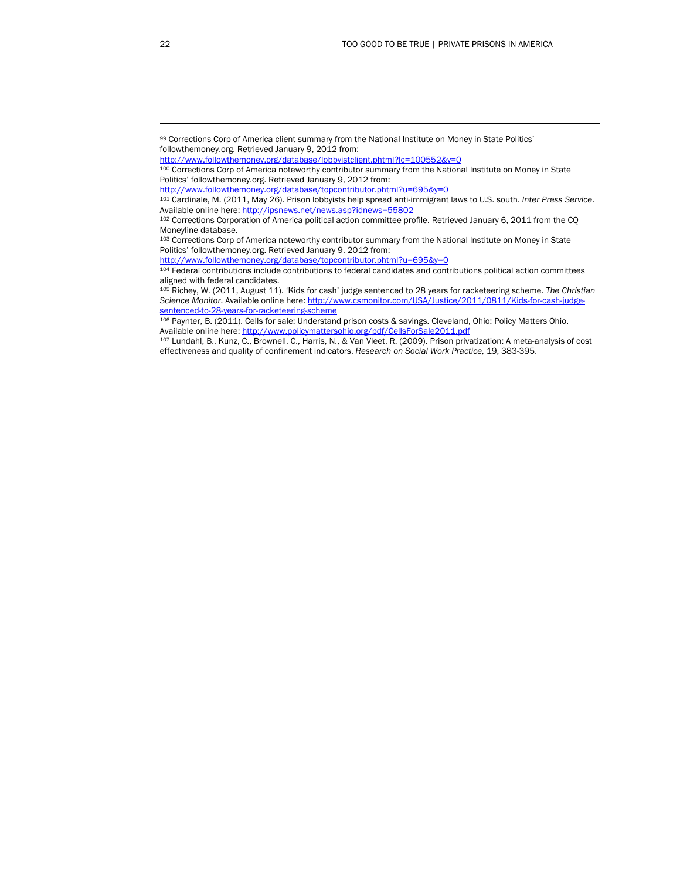[99] Corrections Corp of America client summary from the National Institute on Money in State Politics' followthemoney.org. Retrieved January 9, 2012 from: http://www.followthemoney.org/database/lobbyistclient.phtml?lc=100552&y=0

[100] Corrections Corp of America noteworthy contributor summary from the National Institute on Money in State Politics' followthemoney.org. Retrieved January 9, 2012 from: http://www.followthemoney.org/database/topcontributor.phtml?u=695&y=0

[101] Cardinale, M. (2011, May 26). Prison lobbyists help spread anti-immigrant laws to U.S. south. *Inter Press Service*. Available online here: http://ipsnews.net/news.asp?idnews=55802

[102] Corrections Corporation of America political action committee profile. Retrieved January 6, 2011 from the CQ Moneyline database.

[103] Corrections Corp of America noteworthy contributor summary from the National Institute on Money in State Politics' followthemoney.org. Retrieved January 9, 2012 from: http://www.followthemoney.org/database/topcontributor.phtml?u=695&y=0

[104] Federal contributions include contributions to federal candidates and contributions political action committees aligned with federal candidates.

[105] Richey, W. (2011, August 11). 'Kids for cash' judge sentenced to 28 years for racketeering scheme. *The Christian Science Monitor*. Available online here: http://www.csmonitor.com/USA/Justice/2011/0811/Kids-for-cash-judge-sentenced-to-28-years-for-racketeering-scheme

[106] Paynter, B. (2011). Cells for sale: Understand prison costs & savings. Cleveland, Ohio: Policy Matters Ohio. Available online here: http://www.policymattersohio.org/pdf/CellsForSale2011.pdf

[107] Lundahl, B., Kunz, C., Brownell, C., Harris, N., & Van Vleet, R. (2009). Prison privatization: A meta-analysis of cost effectiveness and quality of confinement indicators. *Research on Social Work Practice,* 19, 383-395.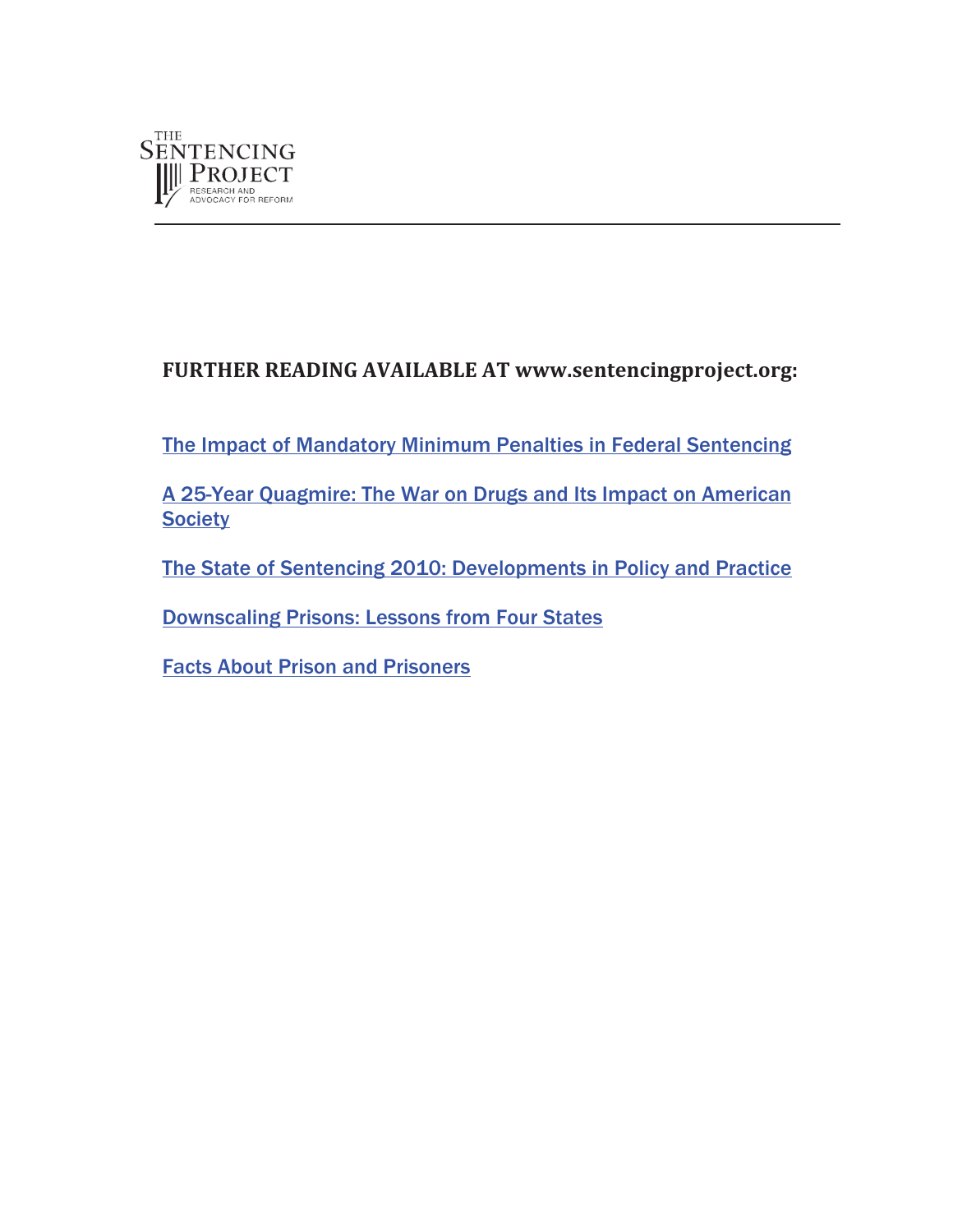THE SENTENCING PROJECT
RESEARCH AND ADVOCACY FOR REFORM

**FURTHER READING AVAILABLE AT www.sentencingproject.org:**

The Impact of Mandatory Minimum Penalties in Federal Sentencing

A 25-Year Quagmire: The War on Drugs and Its Impact on American Society

The State of Sentencing 2010: Developments in Policy and Practice

Downscaling Prisons: Lessons from Four States

Facts About Prison and Prisoners